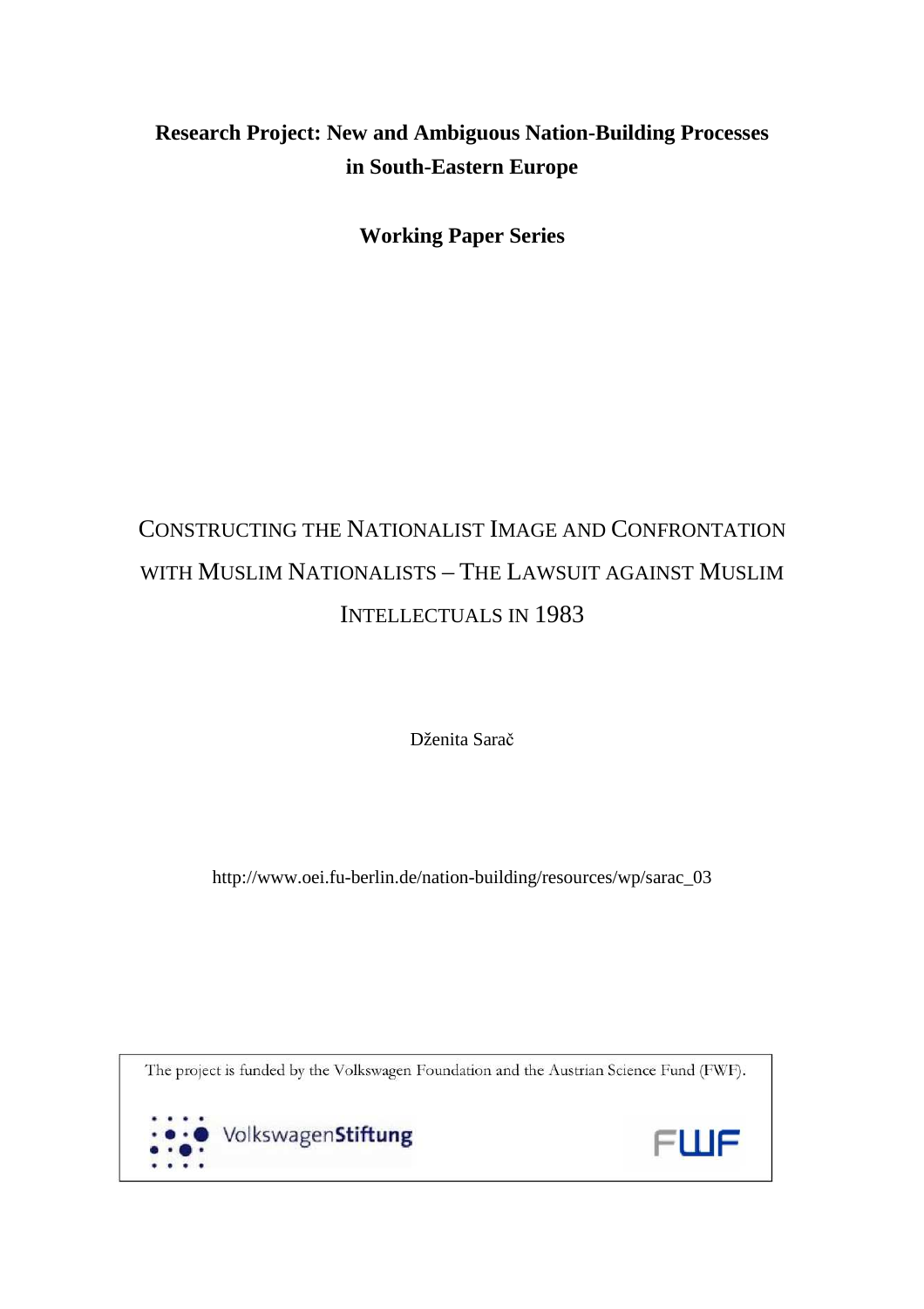**Research Project: New and Ambiguous Nation-Building Processes in South-Eastern Europe**

**Working Paper Series**

# Constructing the Nationalist Image and Confrontation with Muslim Nationalists – The Lawsuit against Muslim Intellectuals in 1983

Dženita Sarač

http://www.oei.fu-berlin.de/nation-building/resources/wp/sarac_03

The project is funded by the Volkswagen Foundation and the Austrian Science Fund (FWF).

VolkswagenStiftung

FWF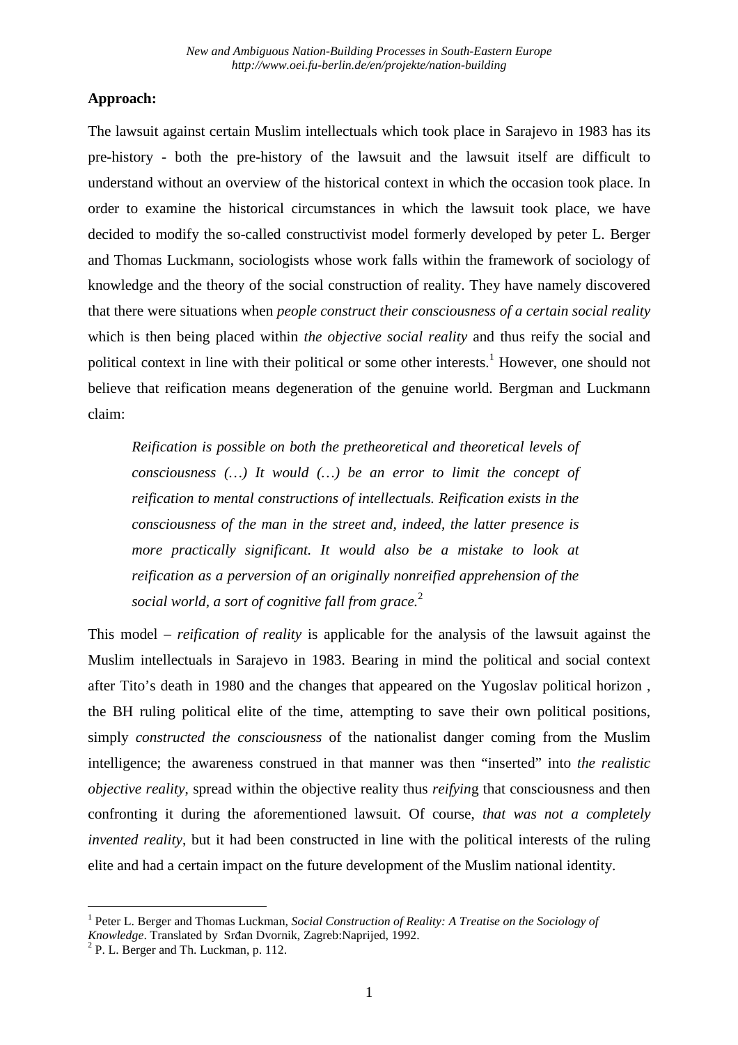**Approach:**

The lawsuit against certain Muslim intellectuals which took place in Sarajevo in 1983 has its pre-history - both the pre-history of the lawsuit and the lawsuit itself are difficult to understand without an overview of the historical context in which the occasion took place. In order to examine the historical circumstances in which the lawsuit took place, we have decided to modify the so-called constructivist model formerly developed by peter L. Berger and Thomas Luckmann, sociologists whose work falls within the framework of sociology of knowledge and the theory of the social construction of reality. They have namely discovered that there were situations when *people construct their consciousness of a certain social reality* which is then being placed within *the objective social reality* and thus reify the social and political context in line with their political or some other interests.[1] However, one should not believe that reification means degeneration of the genuine world. Bergman and Luckmann claim:

> *Reification is possible on both the pretheoretical and theoretical levels of consciousness (…) It would (…) be an error to limit the concept of reification to mental constructions of intellectuals. Reification exists in the consciousness of the man in the street and, indeed, the latter presence is more practically significant. It would also be a mistake to look at reification as a perversion of an originally nonreified apprehension of the social world, a sort of cognitive fall from grace.*[2]

This model – *reification of reality* is applicable for the analysis of the lawsuit against the Muslim intellectuals in Sarajevo in 1983. Bearing in mind the political and social context after Tito's death in 1980 and the changes that appeared on the Yugoslav political horizon , the BH ruling political elite of the time, attempting to save their own political positions, simply *constructed the consciousness* of the nationalist danger coming from the Muslim intelligence; the awareness construed in that manner was then "inserted" into *the realistic objective reality*, spread within the objective reality thus *reifyin*g that consciousness and then confronting it during the aforementioned lawsuit. Of course, *that was not a completely invented reality*, but it had been constructed in line with the political interests of the ruling elite and had a certain impact on the future development of the Muslim national identity.

---

[1] Peter L. Berger and Thomas Luckman, *Social Construction of Reality: A Treatise on the Sociology of Knowledge*. Translated by Srđan Dvornik, Zagreb:Naprijed, 1992.

[2] P. L. Berger and Th. Luckman, p. 112.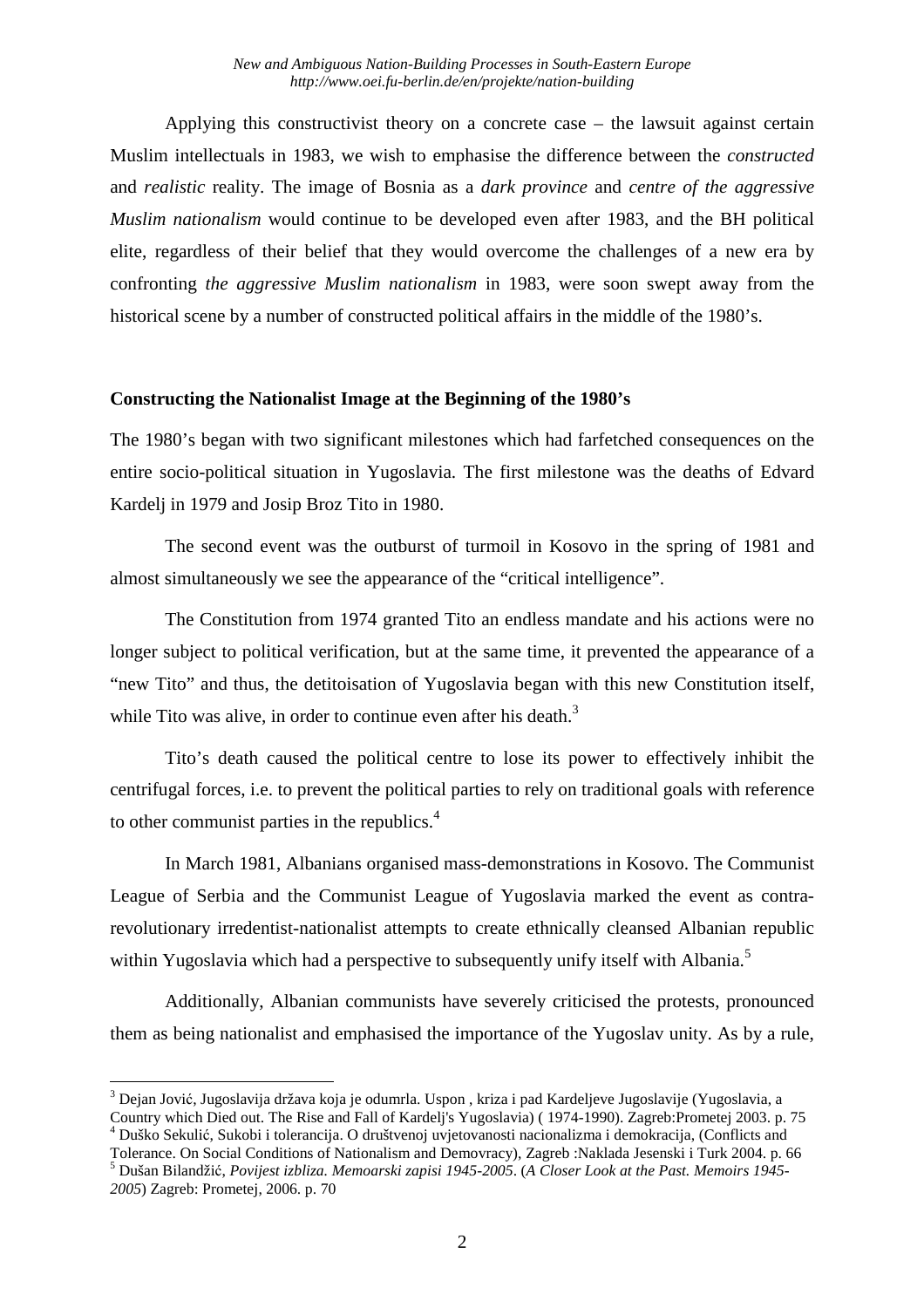Applying this constructivist theory on a concrete case – the lawsuit against certain Muslim intellectuals in 1983, we wish to emphasise the difference between the *constructed* and *realistic* reality. The image of Bosnia as a *dark province* and *centre of the aggressive Muslim nationalism* would continue to be developed even after 1983, and the BH political elite, regardless of their belief that they would overcome the challenges of a new era by confronting *the aggressive Muslim nationalism* in 1983, were soon swept away from the historical scene by a number of constructed political affairs in the middle of the 1980's.

## Constructing the Nationalist Image at the Beginning of the 1980's

The 1980's began with two significant milestones which had farfetched consequences on the entire socio-political situation in Yugoslavia. The first milestone was the deaths of Edvard Kardelj in 1979 and Josip Broz Tito in 1980.

The second event was the outburst of turmoil in Kosovo in the spring of 1981 and almost simultaneously we see the appearance of the "critical intelligence".

The Constitution from 1974 granted Tito an endless mandate and his actions were no longer subject to political verification, but at the same time, it prevented the appearance of a "new Tito" and thus, the detitoisation of Yugoslavia began with this new Constitution itself, while Tito was alive, in order to continue even after his death.[3]

Tito's death caused the political centre to lose its power to effectively inhibit the centrifugal forces, i.e. to prevent the political parties to rely on traditional goals with reference to other communist parties in the republics.[4]

In March 1981, Albanians organised mass-demonstrations in Kosovo. The Communist League of Serbia and the Communist League of Yugoslavia marked the event as contra-revolutionary irredentist-nationalist attempts to create ethnically cleansed Albanian republic within Yugoslavia which had a perspective to subsequently unify itself with Albania.[5]

Additionally, Albanian communists have severely criticised the protests, pronounced them as being nationalist and emphasised the importance of the Yugoslav unity. As by a rule,

---

[3] Dejan Jović, Jugoslavija država koja je odumrla. Uspon , kriza i pad Kardeljeve Jugoslavije (Yugoslavia, a Country which Died out. The Rise and Fall of Kardelj's Yugoslavia) ( 1974-1990). Zagreb:Prometej 2003. p. 75

[4] Duško Sekulić, Sukobi i tolerancija. O društvenoj uvjetovanosti nacionalizma i demokracija, (Conflicts and Tolerance. On Social Conditions of Nationalism and Demovracy), Zagreb :Naklada Jesenski i Turk 2004. p. 66

[5] Dušan Bilandžić, *Povijest izbliza. Memoarski zapisi 1945-2005*. (*A Closer Look at the Past. Memoirs 1945-2005*) Zagreb: Prometej, 2006. p. 70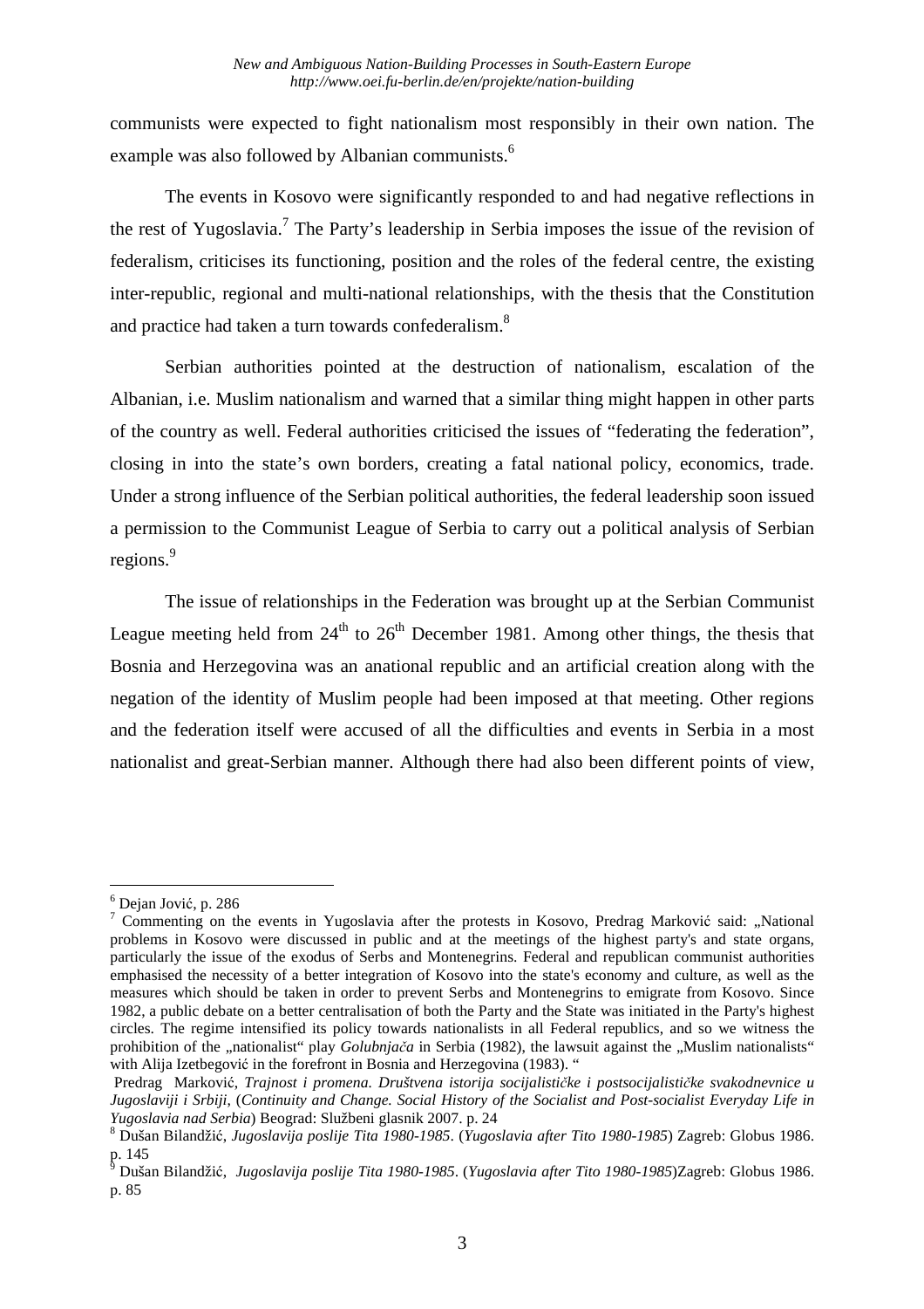communists were expected to fight nationalism most responsibly in their own nation. The example was also followed by Albanian communists.[6]

The events in Kosovo were significantly responded to and had negative reflections in the rest of Yugoslavia.[7] The Party's leadership in Serbia imposes the issue of the revision of federalism, criticises its functioning, position and the roles of the federal centre, the existing inter-republic, regional and multi-national relationships, with the thesis that the Constitution and practice had taken a turn towards confederalism.[8]

Serbian authorities pointed at the destruction of nationalism, escalation of the Albanian, i.e. Muslim nationalism and warned that a similar thing might happen in other parts of the country as well. Federal authorities criticised the issues of "federating the federation", closing in into the state's own borders, creating a fatal national policy, economics, trade. Under a strong influence of the Serbian political authorities, the federal leadership soon issued a permission to the Communist League of Serbia to carry out a political analysis of Serbian regions.[9]

The issue of relationships in the Federation was brought up at the Serbian Communist League meeting held from 24th to 26th December 1981. Among other things, the thesis that Bosnia and Herzegovina was an anational republic and an artificial creation along with the negation of the identity of Muslim people had been imposed at that meeting. Other regions and the federation itself were accused of all the difficulties and events in Serbia in a most nationalist and great-Serbian manner. Although there had also been different points of view,

---

[6] Dejan Jović, p. 286

[7] Commenting on the events in Yugoslavia after the protests in Kosovo, Predrag Marković said: „National problems in Kosovo were discussed in public and at the meetings of the highest party's and state organs, particularly the issue of the exodus of Serbs and Montenegrins. Federal and republican communist authorities emphasised the necessity of a better integration of Kosovo into the state's economy and culture, as well as the measures which should be taken in order to prevent Serbs and Montenegrins to emigrate from Kosovo. Since 1982, a public debate on a better centralisation of both the Party and the State was initiated in the Party's highest circles. The regime intensified its policy towards nationalists in all Federal republics, and so we witness the prohibition of the „nationalist" play *Golubnjača* in Serbia (1982), the lawsuit against the „Muslim nationalists" with Alija Izetbegović in the forefront in Bosnia and Herzegovina (1983). "

Predrag Marković, *Trajnost i promena. Društvena istorija socijalističke i postsocijalističke svakodnevnice u Jugoslaviji i Srbiji*, (*Continuity and Change. Social History of the Socialist and Post-socialist Everyday Life in Yugoslavia nad Serbia*) Beograd: Službeni glasnik 2007. p. 24

[8] Dušan Bilandžić, *Jugoslavija poslije Tita 1980-1985*. (*Yugoslavia after Tito 1980-1985*) Zagreb: Globus 1986. p. 145

[9] Dušan Bilandžić, *Jugoslavija poslije Tita 1980-1985*. (*Yugoslavia after Tito 1980-1985*)Zagreb: Globus 1986. p. 85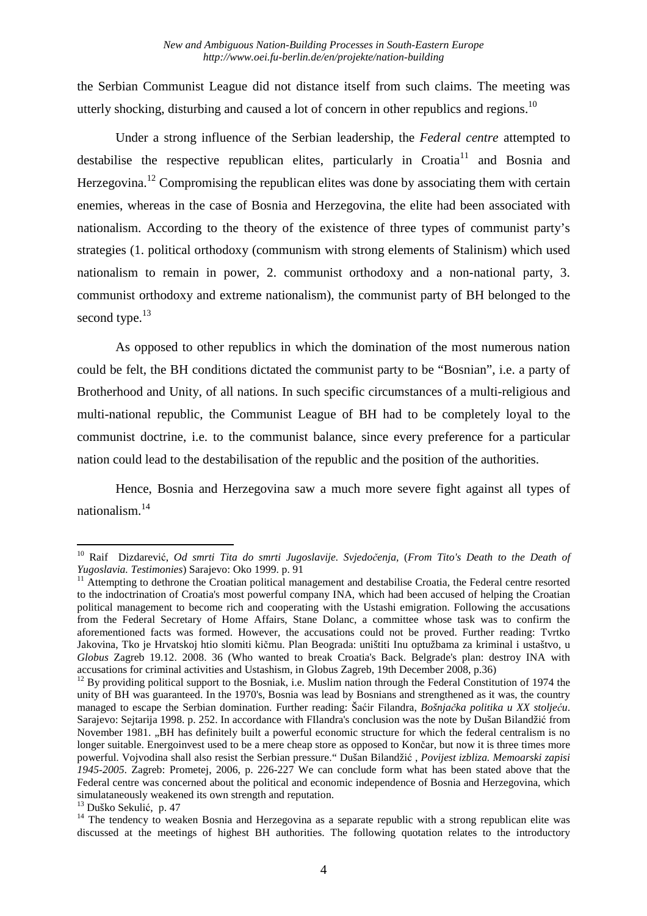the Serbian Communist League did not distance itself from such claims. The meeting was utterly shocking, disturbing and caused a lot of concern in other republics and regions.[10]

Under a strong influence of the Serbian leadership, the *Federal centre* attempted to destabilise the respective republican elites, particularly in Croatia[11] and Bosnia and Herzegovina.[12] Compromising the republican elites was done by associating them with certain enemies, whereas in the case of Bosnia and Herzegovina, the elite had been associated with nationalism. According to the theory of the existence of three types of communist party's strategies (1. political orthodoxy (communism with strong elements of Stalinism) which used nationalism to remain in power, 2. communist orthodoxy and a non-national party, 3. communist orthodoxy and extreme nationalism), the communist party of BH belonged to the second type.[13]

As opposed to other republics in which the domination of the most numerous nation could be felt, the BH conditions dictated the communist party to be "Bosnian", i.e. a party of Brotherhood and Unity, of all nations. In such specific circumstances of a multi-religious and multi-national republic, the Communist League of BH had to be completely loyal to the communist doctrine, i.e. to the communist balance, since every preference for a particular nation could lead to the destabilisation of the republic and the position of the authorities.

Hence, Bosnia and Herzegovina saw a much more severe fight against all types of nationalism.[14]

---

[10] Raif Dizdarević, *Od smrti Tita do smrti Jugoslavije. Svjedočenja*, (*From Tito's Death to the Death of Yugoslavia. Testimonies*) Sarajevo: Oko 1999. p. 91

[11] Attempting to dethrone the Croatian political management and destabilise Croatia, the Federal centre resorted to the indoctrination of Croatia's most powerful company INA, which had been accused of helping the Croatian political management to become rich and cooperating with the Ustashi emigration. Following the accusations from the Federal Secretary of Home Affairs, Stane Dolanc, a committee whose task was to confirm the aforementioned facts was formed. However, the accusations could not be proved. Further reading: Tvrtko Jakovina, Tko je Hrvatskoj htio slomiti kičmu. Plan Beograda: uništiti Inu optužbama za kriminal i ustaštvo, u *Globus* Zagreb 19.12. 2008. 36 (Who wanted to break Croatia's Back. Belgrade's plan: destroy INA with accusations for criminal activities and Ustashism, in Globus Zagreb, 19th December 2008, p.36)

[12] By providing political support to the Bosniak, i.e. Muslim nation through the Federal Constitution of 1974 the unity of BH was guaranteed. In the 1970's, Bosnia was lead by Bosnians and strengthened as it was, the country managed to escape the Serbian domination. Further reading: Šaćir Filandra, *Bošnjačka politika u XX stoljeću*. Sarajevo: Sejtarija 1998. p. 252. In accordance with FIlandra's conclusion was the note by Dušan Bilandžić from November 1981. „BH has definitely built a powerful economic structure for which the federal centralism is no longer suitable. Energoinvest used to be a mere cheap store as opposed to Končar, but now it is three times more powerful. Vojvodina shall also resist the Serbian pressure." Dušan Bilandžić , *Povijest izbliza. Memoarski zapisi 1945-2005*. Zagreb: Prometej, 2006, p. 226-227 We can conclude form what has been stated above that the Federal centre was concerned about the political and economic independence of Bosnia and Herzegovina, which simulataneously weakened its own strength and reputation.

[13] Duško Sekulić, p. 47

[14] The tendency to weaken Bosnia and Herzegovina as a separate republic with a strong republican elite was discussed at the meetings of highest BH authorities. The following quotation relates to the introductory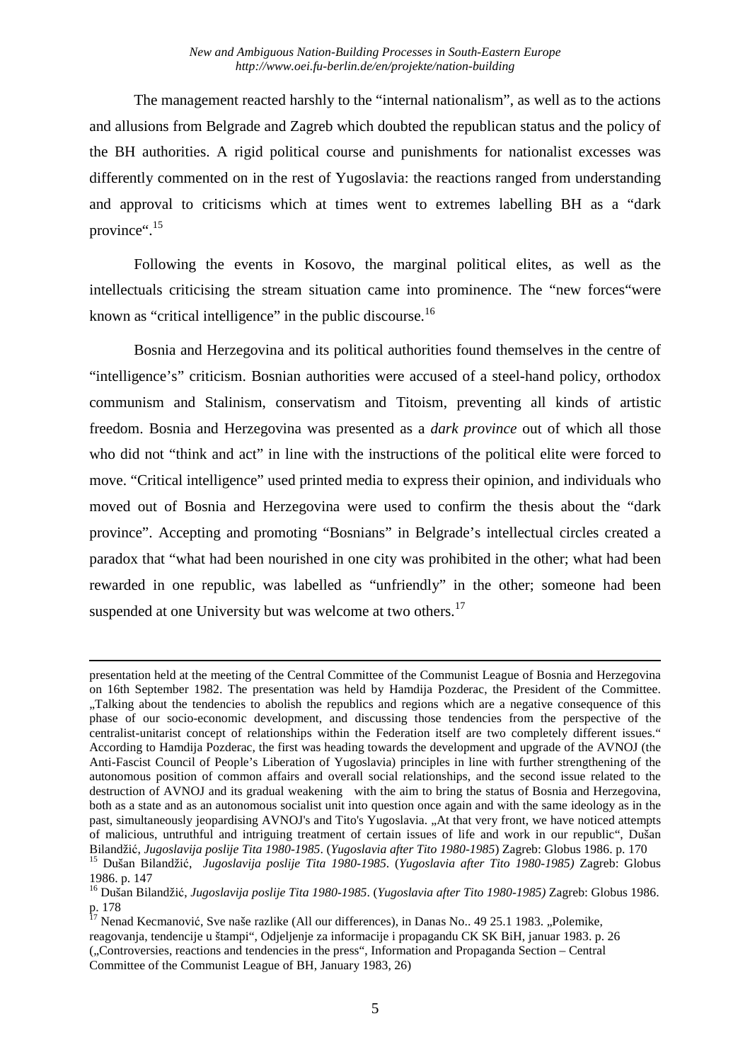The management reacted harshly to the "internal nationalism", as well as to the actions and allusions from Belgrade and Zagreb which doubted the republican status and the policy of the BH authorities. A rigid political course and punishments for nationalist excesses was differently commented on in the rest of Yugoslavia: the reactions ranged from understanding and approval to criticisms which at times went to extremes labelling BH as a "dark province".[15]

Following the events in Kosovo, the marginal political elites, as well as the intellectuals criticising the stream situation came into prominence. The "new forces"were known as "critical intelligence" in the public discourse.[16]

Bosnia and Herzegovina and its political authorities found themselves in the centre of "intelligence's" criticism. Bosnian authorities were accused of a steel-hand policy, orthodox communism and Stalinism, conservatism and Titoism, preventing all kinds of artistic freedom. Bosnia and Herzegovina was presented as a *dark province* out of which all those who did not "think and act" in line with the instructions of the political elite were forced to move. "Critical intelligence" used printed media to express their opinion, and individuals who moved out of Bosnia and Herzegovina were used to confirm the thesis about the "dark province". Accepting and promoting "Bosnians" in Belgrade's intellectual circles created a paradox that "what had been nourished in one city was prohibited in the other; what had been rewarded in one republic, was labelled as "unfriendly" in the other; someone had been suspended at one University but was welcome at two others.[17]

---

presentation held at the meeting of the Central Committee of the Communist League of Bosnia and Herzegovina on 16th September 1982. The presentation was held by Hamdija Pozderac, the President of the Committee. „Talking about the tendencies to abolish the republics and regions which are a negative consequence of this phase of our socio-economic development, and discussing those tendencies from the perspective of the centralist-unitarist concept of relationships within the Federation itself are two completely different issues." According to Hamdija Pozderac, the first was heading towards the development and upgrade of the AVNOJ (the Anti-Fascist Council of People's Liberation of Yugoslavia) principles in line with further strengthening of the autonomous position of common affairs and overall social relationships, and the second issue related to the destruction of AVNOJ and its gradual weakening with the aim to bring the status of Bosnia and Herzegovina, both as a state and as an autonomous socialist unit into question once again and with the same ideology as in the past, simultaneously jeopardising AVNOJ's and Tito's Yugoslavia. „At that very front, we have noticed attempts of malicious, untruthful and intriguing treatment of certain issues of life and work in our republic", Dušan Bilandžić, *Jugoslavija poslije Tita 1980-1985*. (*Yugoslavia after Tito 1980-1985*) Zagreb: Globus 1986. p. 170

[15] Dušan Bilandžić, *Jugoslavija poslije Tita 1980-1985*. (*Yugoslavia after Tito 1980-1985)* Zagreb: Globus 1986. p. 147

[16] Dušan Bilandžić, *Jugoslavija poslije Tita 1980-1985*. (*Yugoslavia after Tito 1980-1985)* Zagreb: Globus 1986. p. 178

[17] Nenad Kecmanović, Sve naše razlike (All our differences), in Danas No.. 49 25.1 1983. „Polemike, reagovanja, tendencije u štampi", Odjeljenje za informacije i propagandu CK SK BiH, januar 1983. p. 26 („Controversies, reactions and tendencies in the press", Information and Propaganda Section – Central Committee of the Communist League of BH, January 1983, 26)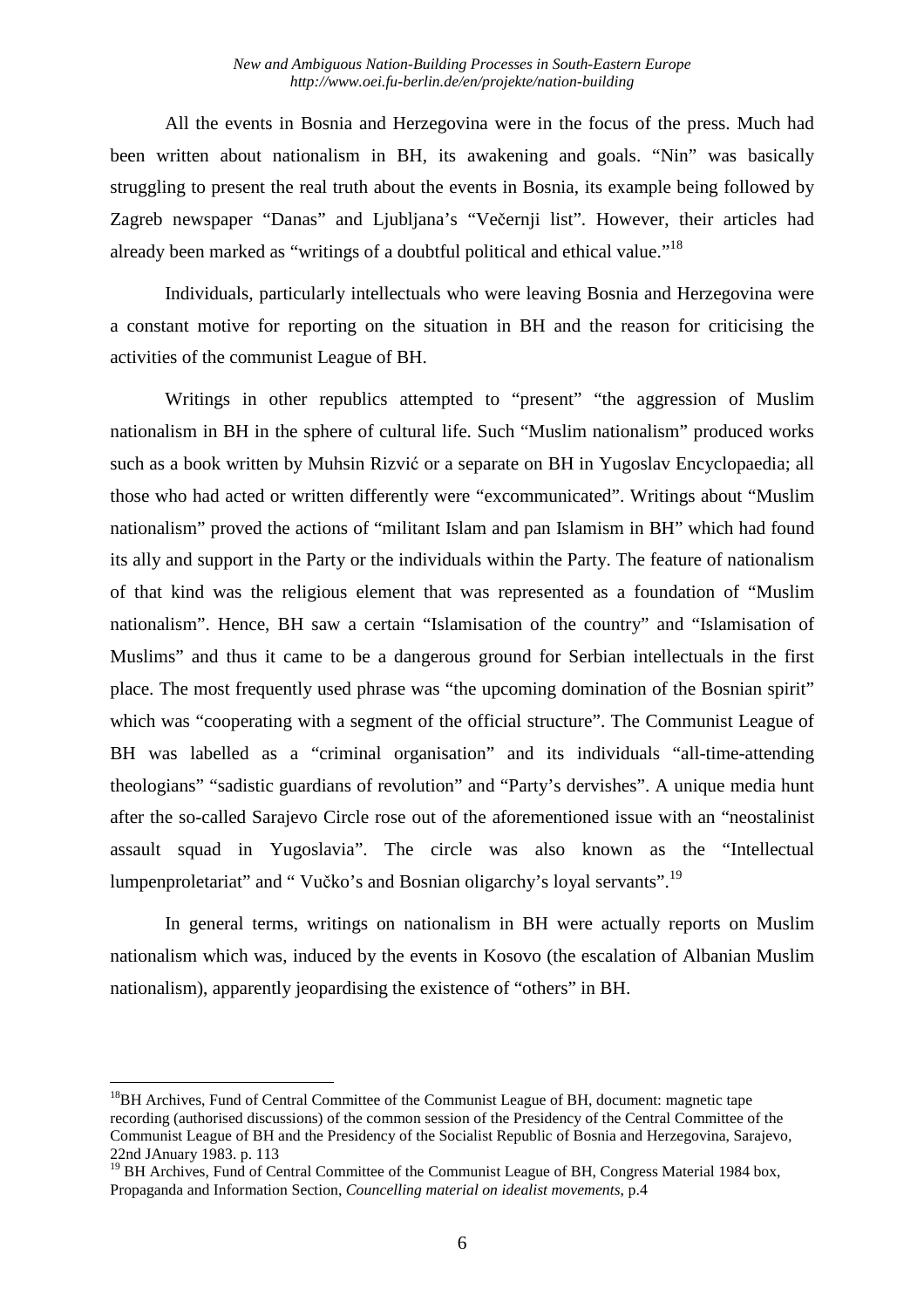All the events in Bosnia and Herzegovina were in the focus of the press. Much had been written about nationalism in BH, its awakening and goals. "Nin" was basically struggling to present the real truth about the events in Bosnia, its example being followed by Zagreb newspaper "Danas" and Ljubljana's "Večernji list". However, their articles had already been marked as "writings of a doubtful political and ethical value."[18]

Individuals, particularly intellectuals who were leaving Bosnia and Herzegovina were a constant motive for reporting on the situation in BH and the reason for criticising the activities of the communist League of BH.

Writings in other republics attempted to "present" "the aggression of Muslim nationalism in BH in the sphere of cultural life. Such "Muslim nationalism" produced works such as a book written by Muhsin Rizvić or a separate on BH in Yugoslav Encyclopaedia; all those who had acted or written differently were "excommunicated". Writings about "Muslim nationalism" proved the actions of "militant Islam and pan Islamism in BH" which had found its ally and support in the Party or the individuals within the Party. The feature of nationalism of that kind was the religious element that was represented as a foundation of "Muslim nationalism". Hence, BH saw a certain "Islamisation of the country" and "Islamisation of Muslims" and thus it came to be a dangerous ground for Serbian intellectuals in the first place. The most frequently used phrase was "the upcoming domination of the Bosnian spirit" which was "cooperating with a segment of the official structure". The Communist League of BH was labelled as a "criminal organisation" and its individuals "all-time-attending theologians" "sadistic guardians of revolution" and "Party's dervishes". A unique media hunt after the so-called Sarajevo Circle rose out of the aforementioned issue with an "neostalinist assault squad in Yugoslavia". The circle was also known as the "Intellectual lumpenproletariat" and " Vučko's and Bosnian oligarchy's loyal servants".[19]

In general terms, writings on nationalism in BH were actually reports on Muslim nationalism which was, induced by the events in Kosovo (the escalation of Albanian Muslim nationalism), apparently jeopardising the existence of "others" in BH.

---

[18] BH Archives, Fund of Central Committee of the Communist League of BH, document: magnetic tape recording (authorised discussions) of the common session of the Presidency of the Central Committee of the Communist League of BH and the Presidency of the Socialist Republic of Bosnia and Herzegovina, Sarajevo, 22nd JAnuary 1983. p. 113

[19] BH Archives, Fund of Central Committee of the Communist League of BH, Congress Material 1984 box, Propaganda and Information Section, *Councelling material on idealist movements*, p.4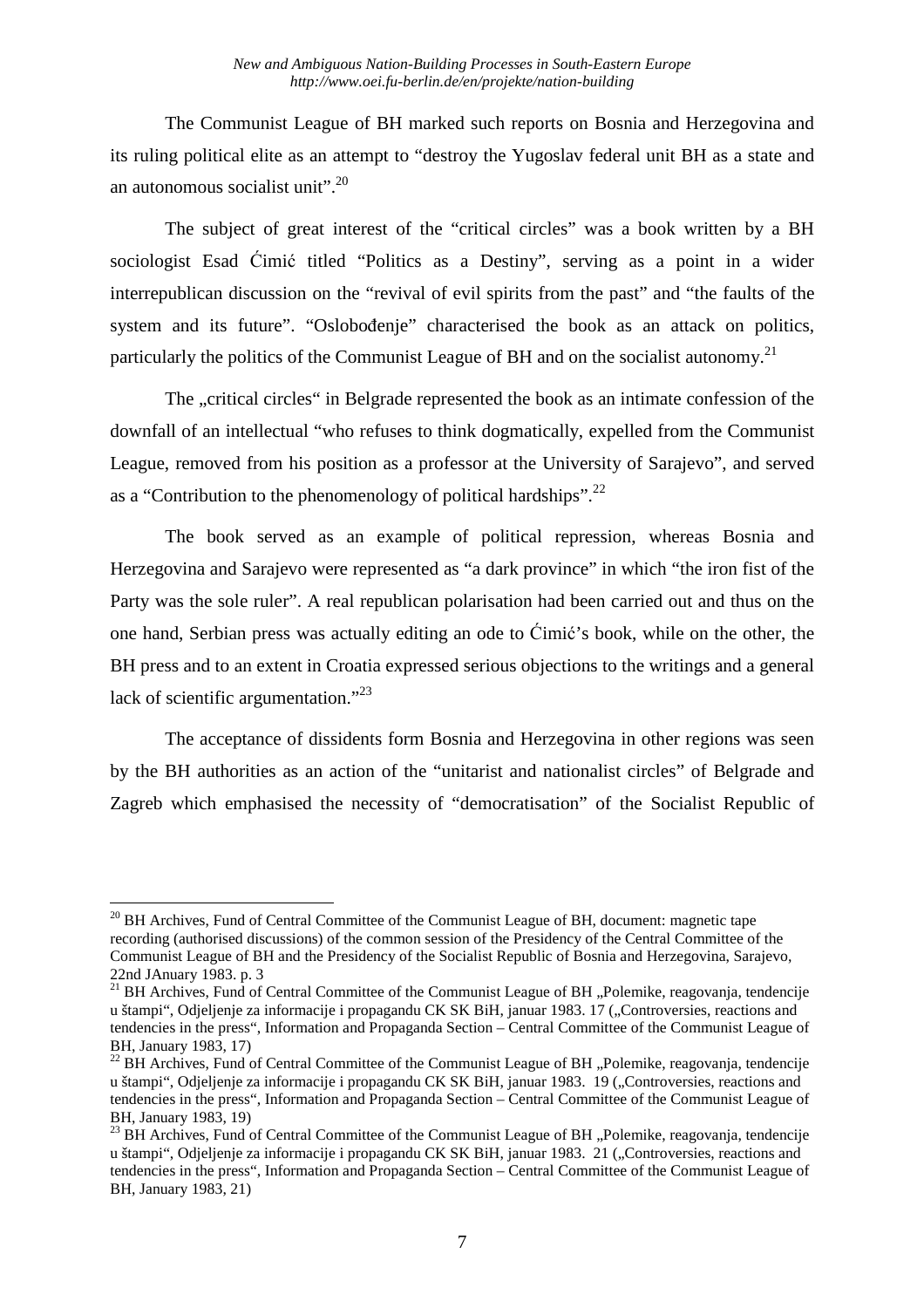The Communist League of BH marked such reports on Bosnia and Herzegovina and its ruling political elite as an attempt to "destroy the Yugoslav federal unit BH as a state and an autonomous socialist unit".[20]

The subject of great interest of the "critical circles" was a book written by a BH sociologist Esad Ćimić titled "Politics as a Destiny", serving as a point in a wider interrepublican discussion on the "revival of evil spirits from the past" and "the faults of the system and its future". "Oslobođenje" characterised the book as an attack on politics, particularly the politics of the Communist League of BH and on the socialist autonomy.[21]

The „critical circles" in Belgrade represented the book as an intimate confession of the downfall of an intellectual "who refuses to think dogmatically, expelled from the Communist League, removed from his position as a professor at the University of Sarajevo", and served as a "Contribution to the phenomenology of political hardships".[22]

The book served as an example of political repression, whereas Bosnia and Herzegovina and Sarajevo were represented as "a dark province" in which "the iron fist of the Party was the sole ruler". A real republican polarisation had been carried out and thus on the one hand, Serbian press was actually editing an ode to Ćimić's book, while on the other, the BH press and to an extent in Croatia expressed serious objections to the writings and a general lack of scientific argumentation."[23]

The acceptance of dissidents form Bosnia and Herzegovina in other regions was seen by the BH authorities as an action of the "unitarist and nationalist circles" of Belgrade and Zagreb which emphasised the necessity of "democratisation" of the Socialist Republic of

---

[20] BH Archives, Fund of Central Committee of the Communist League of BH, document: magnetic tape recording (authorised discussions) of the common session of the Presidency of the Central Committee of the Communist League of BH and the Presidency of the Socialist Republic of Bosnia and Herzegovina, Sarajevo, 22nd JAnuary 1983. p. 3

[21] BH Archives, Fund of Central Committee of the Communist League of BH „Polemike, reagovanja, tendencije u štampi", Odjeljenje za informacije i propagandu CK SK BiH, januar 1983. 17 („Controversies, reactions and tendencies in the press", Information and Propaganda Section – Central Committee of the Communist League of BH, January 1983, 17)

[22] BH Archives, Fund of Central Committee of the Communist League of BH „Polemike, reagovanja, tendencije u štampi", Odjeljenje za informacije i propagandu CK SK BiH, januar 1983. 19 („Controversies, reactions and tendencies in the press", Information and Propaganda Section – Central Committee of the Communist League of BH, January 1983, 19)

[23] BH Archives, Fund of Central Committee of the Communist League of BH „Polemike, reagovanja, tendencije u štampi", Odjeljenje za informacije i propagandu CK SK BiH, januar 1983. 21 („Controversies, reactions and tendencies in the press", Information and Propaganda Section – Central Committee of the Communist League of BH, January 1983, 21)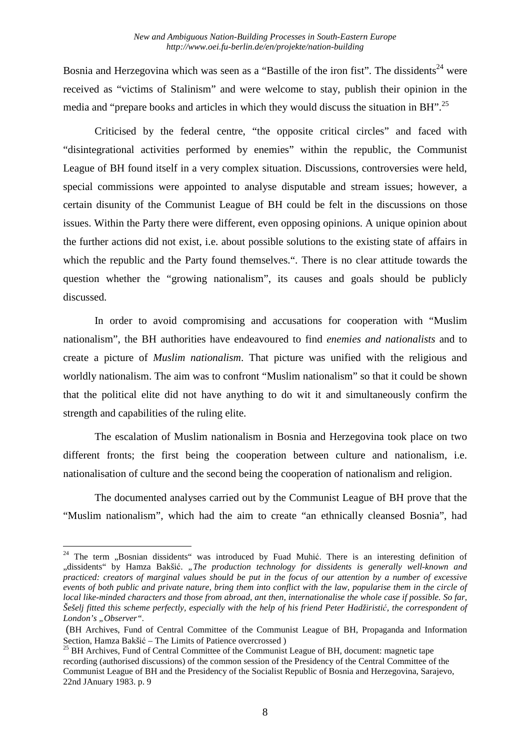Bosnia and Herzegovina which was seen as a "Bastille of the iron fist". The dissidents[24] were received as "victims of Stalinism" and were welcome to stay, publish their opinion in the media and "prepare books and articles in which they would discuss the situation in BH".[25]

Criticised by the federal centre, "the opposite critical circles" and faced with "disintegrational activities performed by enemies" within the republic, the Communist League of BH found itself in a very complex situation. Discussions, controversies were held, special commissions were appointed to analyse disputable and stream issues; however, a certain disunity of the Communist League of BH could be felt in the discussions on those issues. Within the Party there were different, even opposing opinions. A unique opinion about the further actions did not exist, i.e. about possible solutions to the existing state of affairs in which the republic and the Party found themselves.". There is no clear attitude towards the question whether the "growing nationalism", its causes and goals should be publicly discussed.

In order to avoid compromising and accusations for cooperation with "Muslim nationalism", the BH authorities have endeavoured to find *enemies and nationalists* and to create a picture of *Muslim nationalism*. That picture was unified with the religious and worldly nationalism. The aim was to confront "Muslim nationalism" so that it could be shown that the political elite did not have anything to do wit it and simultaneously confirm the strength and capabilities of the ruling elite.

The escalation of Muslim nationalism in Bosnia and Herzegovina took place on two different fronts; the first being the cooperation between culture and nationalism, i.e. nationalisation of culture and the second being the cooperation of nationalism and religion.

The documented analyses carried out by the Communist League of BH prove that the "Muslim nationalism", which had the aim to create "an ethnically cleansed Bosnia", had

---

[24] The term „Bosnian dissidents" was introduced by Fuad Muhić. There is an interesting definition of „dissidents" by Hamza Bakšić. „*The production technology for dissidents is generally well-known and practiced: creators of marginal values should be put in the focus of our attention by a number of excessive events of both public and private nature, bring them into conflict with the law, popularise them in the circle of local like-minded characters and those from abroad, ant then, internationalise the whole case if possible. So far, Šešelj fitted this scheme perfectly, especially with the help of his friend Peter Hadžiristić, the correspondent of London's „Observer".*

(BH Archives, Fund of Central Committee of the Communist League of BH, Propaganda and Information Section, Hamza Bakšić – The Limits of Patience overcrossed )

[25] BH Archives, Fund of Central Committee of the Communist League of BH, document: magnetic tape recording (authorised discussions) of the common session of the Presidency of the Central Committee of the Communist League of BH and the Presidency of the Socialist Republic of Bosnia and Herzegovina, Sarajevo, 22nd JAnuary 1983. p. 9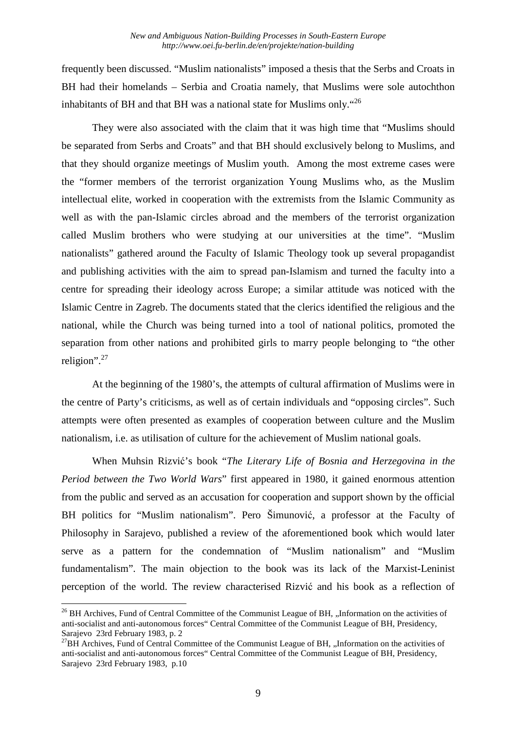frequently been discussed. "Muslim nationalists" imposed a thesis that the Serbs and Croats in BH had their homelands – Serbia and Croatia namely, that Muslims were sole autochthon inhabitants of BH and that BH was a national state for Muslims only."[26]

They were also associated with the claim that it was high time that "Muslims should be separated from Serbs and Croats" and that BH should exclusively belong to Muslims, and that they should organize meetings of Muslim youth. Among the most extreme cases were the "former members of the terrorist organization Young Muslims who, as the Muslim intellectual elite, worked in cooperation with the extremists from the Islamic Community as well as with the pan-Islamic circles abroad and the members of the terrorist organization called Muslim brothers who were studying at our universities at the time". "Muslim nationalists" gathered around the Faculty of Islamic Theology took up several propagandist and publishing activities with the aim to spread pan-Islamism and turned the faculty into a centre for spreading their ideology across Europe; a similar attitude was noticed with the Islamic Centre in Zagreb. The documents stated that the clerics identified the religious and the national, while the Church was being turned into a tool of national politics, promoted the separation from other nations and prohibited girls to marry people belonging to "the other religion".[27]

At the beginning of the 1980's, the attempts of cultural affirmation of Muslims were in the centre of Party's criticisms, as well as of certain individuals and "opposing circles". Such attempts were often presented as examples of cooperation between culture and the Muslim nationalism, i.e. as utilisation of culture for the achievement of Muslim national goals.

When Muhsin Rizvić's book "*The Literary Life of Bosnia and Herzegovina in the Period between the Two World Wars*" first appeared in 1980, it gained enormous attention from the public and served as an accusation for cooperation and support shown by the official BH politics for "Muslim nationalism". Pero Šimunović, a professor at the Faculty of Philosophy in Sarajevo, published a review of the aforementioned book which would later serve as a pattern for the condemnation of "Muslim nationalism" and "Muslim fundamentalism". The main objection to the book was its lack of the Marxist-Leninist perception of the world. The review characterised Rizvić and his book as a reflection of

---

[26] BH Archives, Fund of Central Committee of the Communist League of BH, „Information on the activities of anti-socialist and anti-autonomous forces" Central Committee of the Communist League of BH, Presidency, Sarajevo 23rd February 1983, p. 2

[27] BH Archives, Fund of Central Committee of the Communist League of BH, „Information on the activities of anti-socialist and anti-autonomous forces" Central Committee of the Communist League of BH, Presidency, Sarajevo 23rd February 1983, p.10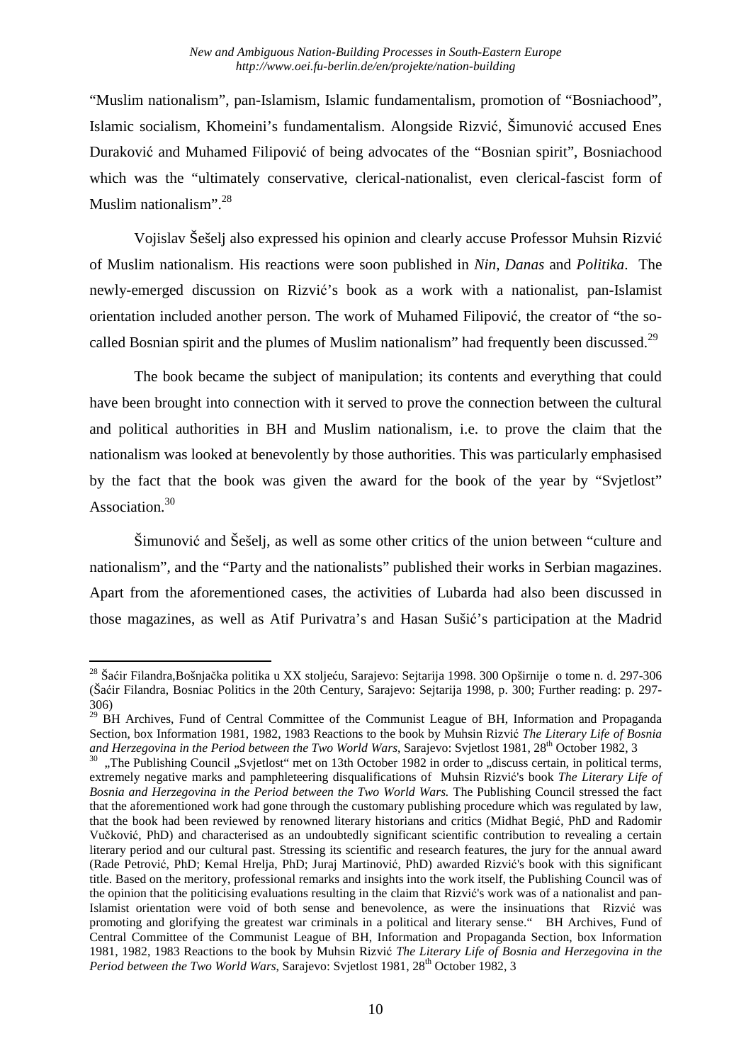"Muslim nationalism", pan-Islamism, Islamic fundamentalism, promotion of "Bosniachood", Islamic socialism, Khomeini's fundamentalism. Alongside Rizvić, Šimunović accused Enes Duraković and Muhamed Filipović of being advocates of the "Bosnian spirit", Bosniachood which was the "ultimately conservative, clerical-nationalist, even clerical-fascist form of Muslim nationalism".[28]

Vojislav Šešelj also expressed his opinion and clearly accuse Professor Muhsin Rizvić of Muslim nationalism. His reactions were soon published in *Nin*, *Danas* and *Politika*. The newly-emerged discussion on Rizvić's book as a work with a nationalist, pan-Islamist orientation included another person. The work of Muhamed Filipović, the creator of "the so-called Bosnian spirit and the plumes of Muslim nationalism" had frequently been discussed.[29]

The book became the subject of manipulation; its contents and everything that could have been brought into connection with it served to prove the connection between the cultural and political authorities in BH and Muslim nationalism, i.e. to prove the claim that the nationalism was looked at benevolently by those authorities. This was particularly emphasised by the fact that the book was given the award for the book of the year by "Svjetlost" Association.[30]

Šimunović and Šešelj, as well as some other critics of the union between "culture and nationalism", and the "Party and the nationalists" published their works in Serbian magazines. Apart from the aforementioned cases, the activities of Lubarda had also been discussed in those magazines, as well as Atif Purivatra's and Hasan Sušić's participation at the Madrid

---

[28] Šaćir Filandra,Bošnjačka politika u XX stoljeću, Sarajevo: Sejtarija 1998. 300 Opširnije o tome n. d. 297-306 (Šaćir Filandra, Bosniac Politics in the 20th Century, Sarajevo: Sejtarija 1998, p. 300; Further reading: p. 297-306)

[29] BH Archives, Fund of Central Committee of the Communist League of BH, Information and Propaganda Section, box Information 1981, 1982, 1983 Reactions to the book by Muhsin Rizvić *The Literary Life of Bosnia and Herzegovina in the Period between the Two World Wars*, Sarajevo: Svjetlost 1981, 28th October 1982, 3

[30] „The Publishing Council „Svjetlost" met on 13th October 1982 in order to „discuss certain, in political terms, extremely negative marks and pamphleteering disqualifications of Muhsin Rizvić's book *The Literary Life of Bosnia and Herzegovina in the Period between the Two World Wars.* The Publishing Council stressed the fact that the aforementioned work had gone through the customary publishing procedure which was regulated by law, that the book had been reviewed by renowned literary historians and critics (Midhat Begić, PhD and Radomir Vučković, PhD) and characterised as an undoubtedly significant scientific contribution to revealing a certain literary period and our cultural past. Stressing its scientific and research features, the jury for the annual award (Rade Petrović, PhD; Kemal Hrelja, PhD; Juraj Martinović, PhD) awarded Rizvić's book with this significant title. Based on the meritory, professional remarks and insights into the work itself, the Publishing Council was of the opinion that the politicising evaluations resulting in the claim that Rizvić's work was of a nationalist and pan-Islamist orientation were void of both sense and benevolence, as were the insinuations that Rizvić was promoting and glorifying the greatest war criminals in a political and literary sense." BH Archives, Fund of Central Committee of the Communist League of BH, Information and Propaganda Section, box Information 1981, 1982, 1983 Reactions to the book by Muhsin Rizvić *The Literary Life of Bosnia and Herzegovina in the Period between the Two World Wars*, Sarajevo: Svjetlost 1981, 28th October 1982, 3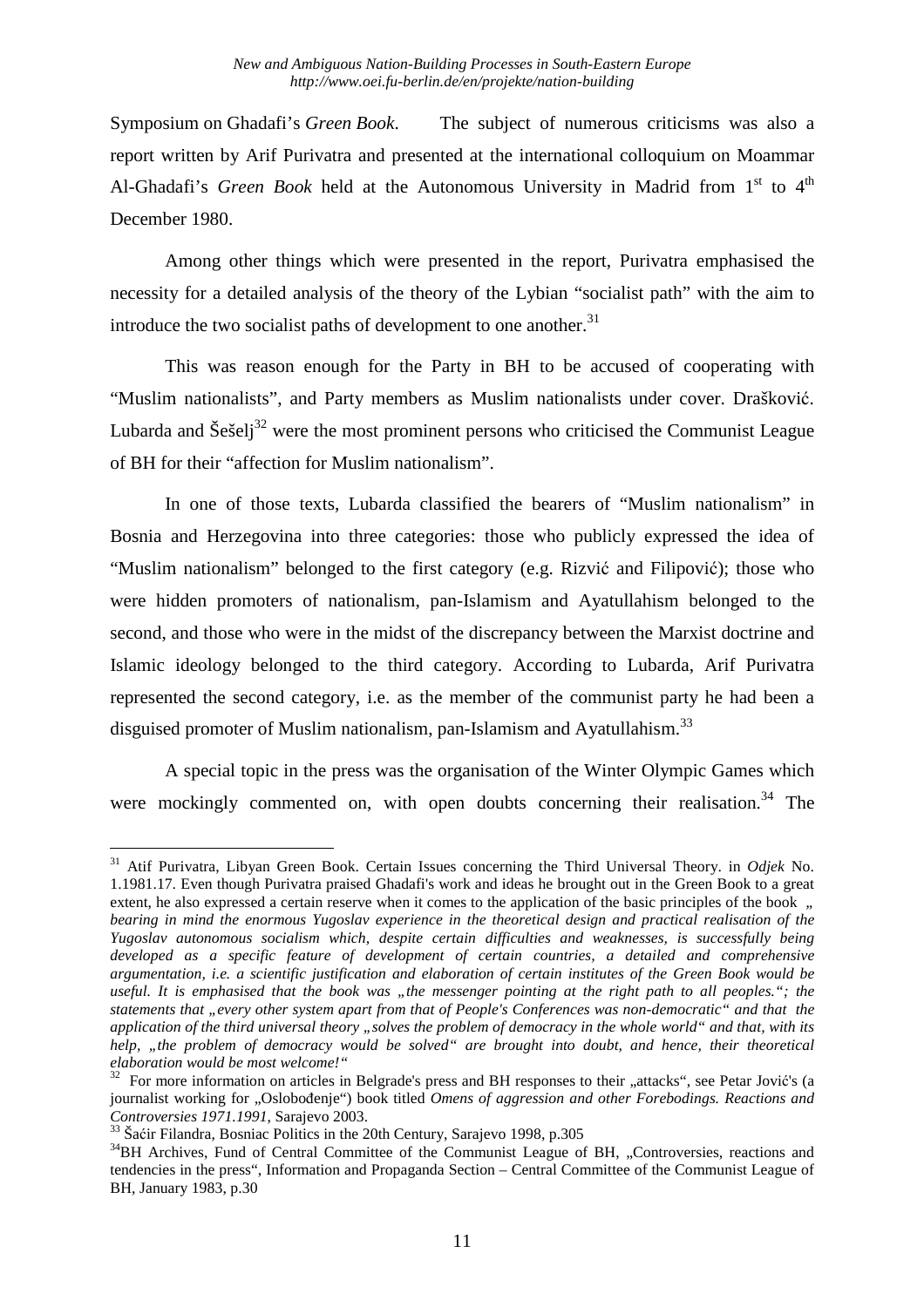Symposium on Ghadafi's *Green Book*. The subject of numerous criticisms was also a report written by Arif Purivatra and presented at the international colloquium on Moammar Al-Ghadafi's *Green Book* held at the Autonomous University in Madrid from 1st to 4th December 1980.

Among other things which were presented in the report, Purivatra emphasised the necessity for a detailed analysis of the theory of the Lybian "socialist path" with the aim to introduce the two socialist paths of development to one another.[31]

This was reason enough for the Party in BH to be accused of cooperating with "Muslim nationalists", and Party members as Muslim nationalists under cover. Drašković. Lubarda and Šešelj[32] were the most prominent persons who criticised the Communist League of BH for their "affection for Muslim nationalism".

In one of those texts, Lubarda classified the bearers of "Muslim nationalism" in Bosnia and Herzegovina into three categories: those who publicly expressed the idea of "Muslim nationalism" belonged to the first category (e.g. Rizvić and Filipović); those who were hidden promoters of nationalism, pan-Islamism and Ayatullahism belonged to the second, and those who were in the midst of the discrepancy between the Marxist doctrine and Islamic ideology belonged to the third category. According to Lubarda, Arif Purivatra represented the second category, i.e. as the member of the communist party he had been a disguised promoter of Muslim nationalism, pan-Islamism and Ayatullahism.[33]

A special topic in the press was the organisation of the Winter Olympic Games which were mockingly commented on, with open doubts concerning their realisation.[34] The

---

[31] Atif Purivatra, Libyan Green Book. Certain Issues concerning the Third Universal Theory. in *Odjek* No. 1.1981.17. Even though Purivatra praised Ghadafi's work and ideas he brought out in the Green Book to a great extent, he also expressed a certain reserve when it comes to the application of the basic principles of the book „ *bearing in mind the enormous Yugoslav experience in the theoretical design and practical realisation of the Yugoslav autonomous socialism which, despite certain difficulties and weaknesses, is successfully being developed as a specific feature of development of certain countries, a detailed and comprehensive argumentation, i.e. a scientific justification and elaboration of certain institutes of the Green Book would be useful. It is emphasised that the book was „the messenger pointing at the right path to all peoples."; the statements that „every other system apart from that of People's Conferences was non-democratic" and that the application of the third universal theory „solves the problem of democracy in the whole world" and that, with its help, „the problem of democracy would be solved" are brought into doubt, and hence, their theoretical elaboration would be most welcome!"*

[32] For more information on articles in Belgrade's press and BH responses to their „attacks", see Petar Jović's (a journalist working for „Oslobođenje") book titled *Omens of aggression and other Forebodings. Reactions and Controversies 1971.1991*, Sarajevo 2003.

[33] Šaćir Filandra, Bosniac Politics in the 20th Century, Sarajevo 1998, p.305

[34] BH Archives, Fund of Central Committee of the Communist League of BH, „Controversies, reactions and tendencies in the press", Information and Propaganda Section – Central Committee of the Communist League of BH, January 1983, p.30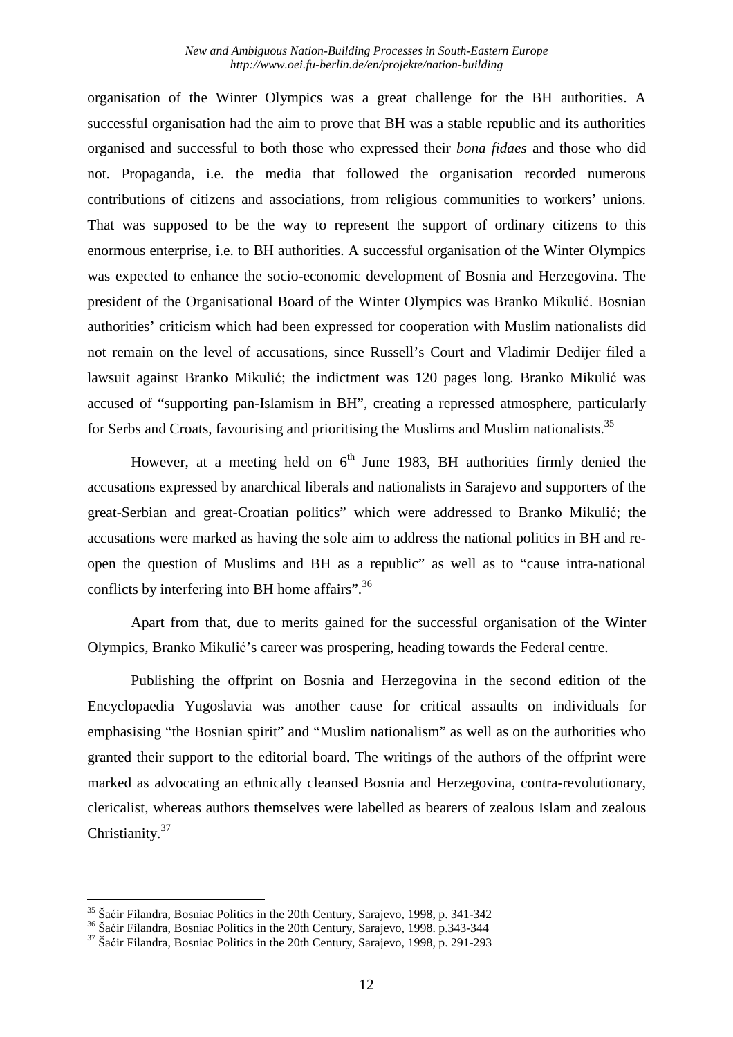organisation of the Winter Olympics was a great challenge for the BH authorities. A successful organisation had the aim to prove that BH was a stable republic and its authorities organised and successful to both those who expressed their *bona fidaes* and those who did not. Propaganda, i.e. the media that followed the organisation recorded numerous contributions of citizens and associations, from religious communities to workers' unions. That was supposed to be the way to represent the support of ordinary citizens to this enormous enterprise, i.e. to BH authorities. A successful organisation of the Winter Olympics was expected to enhance the socio-economic development of Bosnia and Herzegovina. The president of the Organisational Board of the Winter Olympics was Branko Mikulić. Bosnian authorities' criticism which had been expressed for cooperation with Muslim nationalists did not remain on the level of accusations, since Russell's Court and Vladimir Dedijer filed a lawsuit against Branko Mikulić; the indictment was 120 pages long. Branko Mikulić was accused of "supporting pan-Islamism in BH", creating a repressed atmosphere, particularly for Serbs and Croats, favourising and prioritising the Muslims and Muslim nationalists.[35]

However, at a meeting held on 6th June 1983, BH authorities firmly denied the accusations expressed by anarchical liberals and nationalists in Sarajevo and supporters of the great-Serbian and great-Croatian politics" which were addressed to Branko Mikulić; the accusations were marked as having the sole aim to address the national politics in BH and re-open the question of Muslims and BH as a republic" as well as to "cause intra-national conflicts by interfering into BH home affairs".[36]

Apart from that, due to merits gained for the successful organisation of the Winter Olympics, Branko Mikulić's career was prospering, heading towards the Federal centre.

Publishing the offprint on Bosnia and Herzegovina in the second edition of the Encyclopaedia Yugoslavia was another cause for critical assaults on individuals for emphasising "the Bosnian spirit" and "Muslim nationalism" as well as on the authorities who granted their support to the editorial board. The writings of the authors of the offprint were marked as advocating an ethnically cleansed Bosnia and Herzegovina, contra-revolutionary, clericalist, whereas authors themselves were labelled as bearers of zealous Islam and zealous Christianity.[37]

---

[35] Šaćir Filandra, Bosniac Politics in the 20th Century, Sarajevo, 1998, p. 341-342

[36] Šaćir Filandra, Bosniac Politics in the 20th Century, Sarajevo, 1998. p.343-344

[37] Šaćir Filandra, Bosniac Politics in the 20th Century, Sarajevo, 1998, p. 291-293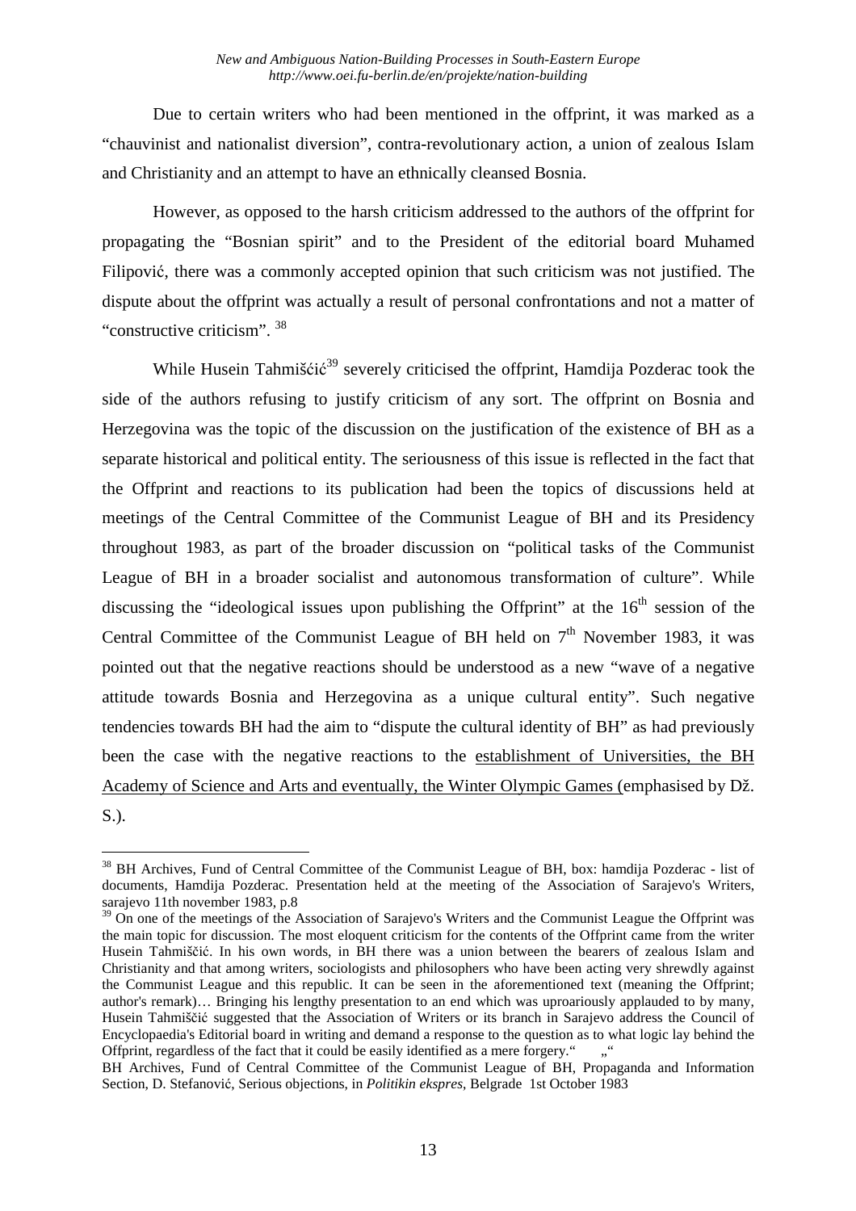Due to certain writers who had been mentioned in the offprint, it was marked as a "chauvinist and nationalist diversion", contra-revolutionary action, a union of zealous Islam and Christianity and an attempt to have an ethnically cleansed Bosnia.

However, as opposed to the harsh criticism addressed to the authors of the offprint for propagating the "Bosnian spirit" and to the President of the editorial board Muhamed Filipović, there was a commonly accepted opinion that such criticism was not justified. The dispute about the offprint was actually a result of personal confrontations and not a matter of "constructive criticism". [38]

While Husein Tahmišćić[39] severely criticised the offprint, Hamdija Pozderac took the side of the authors refusing to justify criticism of any sort. The offprint on Bosnia and Herzegovina was the topic of the discussion on the justification of the existence of BH as a separate historical and political entity. The seriousness of this issue is reflected in the fact that the Offprint and reactions to its publication had been the topics of discussions held at meetings of the Central Committee of the Communist League of BH and its Presidency throughout 1983, as part of the broader discussion on "political tasks of the Communist League of BH in a broader socialist and autonomous transformation of culture". While discussing the "ideological issues upon publishing the Offprint" at the 16th session of the Central Committee of the Communist League of BH held on 7th November 1983, it was pointed out that the negative reactions should be understood as a new "wave of a negative attitude towards Bosnia and Herzegovina as a unique cultural entity". Such negative tendencies towards BH had the aim to "dispute the cultural identity of BH" as had previously been the case with the negative reactions to the <u>establishment of Universities, the BH Academy of Science and Arts and eventually, the Winter Olympic Games (</u>emphasised by Dž. S.).

---

[38] BH Archives, Fund of Central Committee of the Communist League of BH, box: hamdija Pozderac - list of documents, Hamdija Pozderac. Presentation held at the meeting of the Association of Sarajevo's Writers, sarajevo 11th november 1983, p.8

[39] On one of the meetings of the Association of Sarajevo's Writers and the Communist League the Offprint was the main topic for discussion. The most eloquent criticism for the contents of the Offprint came from the writer Husein Tahmiščić. In his own words, in BH there was a union between the bearers of zealous Islam and Christianity and that among writers, sociologists and philosophers who have been acting very shrewdly against the Communist League and this republic. It can be seen in the aforementioned text (meaning the Offprint; author's remark)… Bringing his lengthy presentation to an end which was uproariously applauded to by many, Husein Tahmiščić suggested that the Association of Writers or its branch in Sarajevo address the Council of Encyclopaedia's Editorial board in writing and demand a response to the question as to what logic lay behind the Offprint, regardless of the fact that it could be easily identified as a mere forgery." „"
BH Archives, Fund of Central Committee of the Communist League of BH, Propaganda and Information Section, D. Stefanović, Serious objections, in *Politikin ekspres*, Belgrade 1st October 1983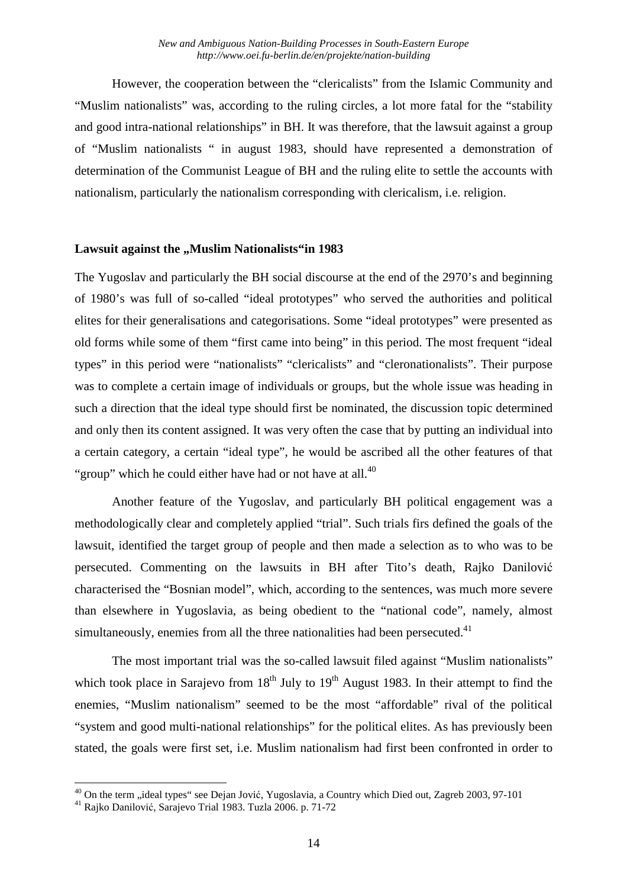However, the cooperation between the "clericalists" from the Islamic Community and "Muslim nationalists" was, according to the ruling circles, a lot more fatal for the "stability and good intra-national relationships" in BH. It was therefore, that the lawsuit against a group of "Muslim nationalists " in august 1983, should have represented a demonstration of determination of the Communist League of BH and the ruling elite to settle the accounts with nationalism, particularly the nationalism corresponding with clericalism, i.e. religion.

**Lawsuit against the „Muslim Nationalists"in 1983**

The Yugoslav and particularly the BH social discourse at the end of the 2970's and beginning of 1980's was full of so-called "ideal prototypes" who served the authorities and political elites for their generalisations and categorisations. Some "ideal prototypes" were presented as old forms while some of them "first came into being" in this period. The most frequent "ideal types" in this period were "nationalists" "clericalists" and "cleronationalists". Their purpose was to complete a certain image of individuals or groups, but the whole issue was heading in such a direction that the ideal type should first be nominated, the discussion topic determined and only then its content assigned. It was very often the case that by putting an individual into a certain category, a certain "ideal type", he would be ascribed all the other features of that "group" which he could either have had or not have at all.[40]

Another feature of the Yugoslav, and particularly BH political engagement was a methodologically clear and completely applied "trial". Such trials firs defined the goals of the lawsuit, identified the target group of people and then made a selection as to who was to be persecuted. Commenting on the lawsuits in BH after Tito's death, Rajko Danilović characterised the "Bosnian model", which, according to the sentences, was much more severe than elsewhere in Yugoslavia, as being obedient to the "national code", namely, almost simultaneously, enemies from all the three nationalities had been persecuted.[41]

The most important trial was the so-called lawsuit filed against "Muslim nationalists" which took place in Sarajevo from 18th July to 19th August 1983. In their attempt to find the enemies, "Muslim nationalism" seemed to be the most "affordable" rival of the political "system and good multi-national relationships" for the political elites. As has previously been stated, the goals were first set, i.e. Muslim nationalism had first been confronted in order to

[40] On the term „ideal types" see Dejan Jović, Yugoslavia, a Country which Died out, Zagreb 2003, 97-101

[41] Rajko Danilović, Sarajevo Trial 1983. Tuzla 2006. p. 71-72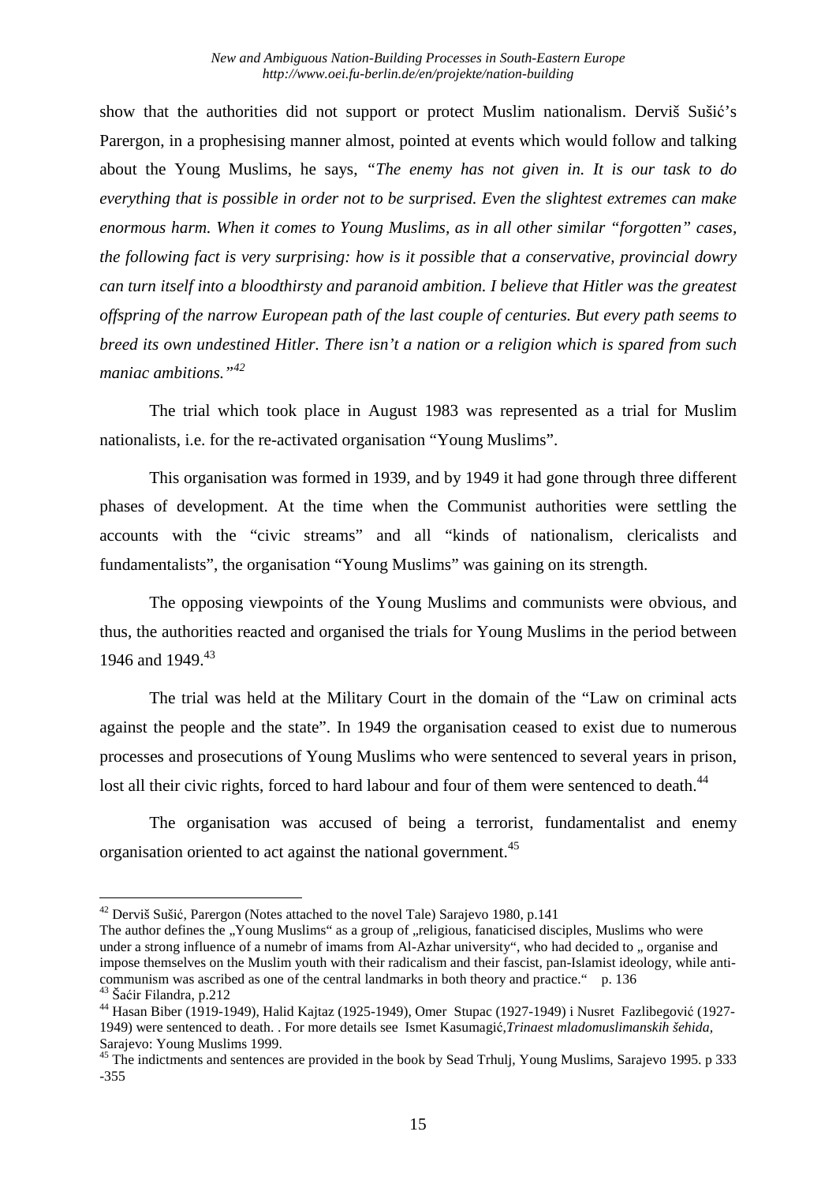show that the authorities did not support or protect Muslim nationalism. Derviš Sušić's Parergon, in a prophesising manner almost, pointed at events which would follow and talking about the Young Muslims, he says, "*The enemy has not given in. It is our task to do everything that is possible in order not to be surprised. Even the slightest extremes can make enormous harm. When it comes to Young Muslims, as in all other similar "forgotten" cases, the following fact is very surprising: how is it possible that a conservative, provincial dowry can turn itself into a bloodthirsty and paranoid ambition. I believe that Hitler was the greatest offspring of the narrow European path of the last couple of centuries. But every path seems to breed its own undestined Hitler. There isn't a nation or a religion which is spared from such maniac ambitions.*"[42]

The trial which took place in August 1983 was represented as a trial for Muslim nationalists, i.e. for the re-activated organisation "Young Muslims".

This organisation was formed in 1939, and by 1949 it had gone through three different phases of development. At the time when the Communist authorities were settling the accounts with the "civic streams" and all "kinds of nationalism, clericalists and fundamentalists", the organisation "Young Muslims" was gaining on its strength.

The opposing viewpoints of the Young Muslims and communists were obvious, and thus, the authorities reacted and organised the trials for Young Muslims in the period between 1946 and 1949.[43]

The trial was held at the Military Court in the domain of the "Law on criminal acts against the people and the state". In 1949 the organisation ceased to exist due to numerous processes and prosecutions of Young Muslims who were sentenced to several years in prison, lost all their civic rights, forced to hard labour and four of them were sentenced to death.[44]

The organisation was accused of being a terrorist, fundamentalist and enemy organisation oriented to act against the national government.[45]

---

[42] Derviš Sušić, Parergon (Notes attached to the novel Tale) Sarajevo 1980, p.141
The author defines the „Young Muslims" as a group of „religious, fanaticised disciples, Muslims who were under a strong influence of a numebr of imams from Al-Azhar university", who had decided to „ organise and impose themselves on the Muslim youth with their radicalism and their fascist, pan-Islamist ideology, while anti-communism was ascribed as one of the central landmarks in both theory and practice." p. 136

[43] Šaćir Filandra, p.212

[44] Hasan Biber (1919-1949), Halid Kajtaz (1925-1949), Omer Stupac (1927-1949) i Nusret Fazlibegović (1927-1949) were sentenced to death. . For more details see Ismet Kasumagić,*Trinaest mladomuslimanskih šehida,* Sarajevo: Young Muslims 1999.

[45] The indictments and sentences are provided in the book by Sead Trhulj, Young Muslims, Sarajevo 1995. p 333 -355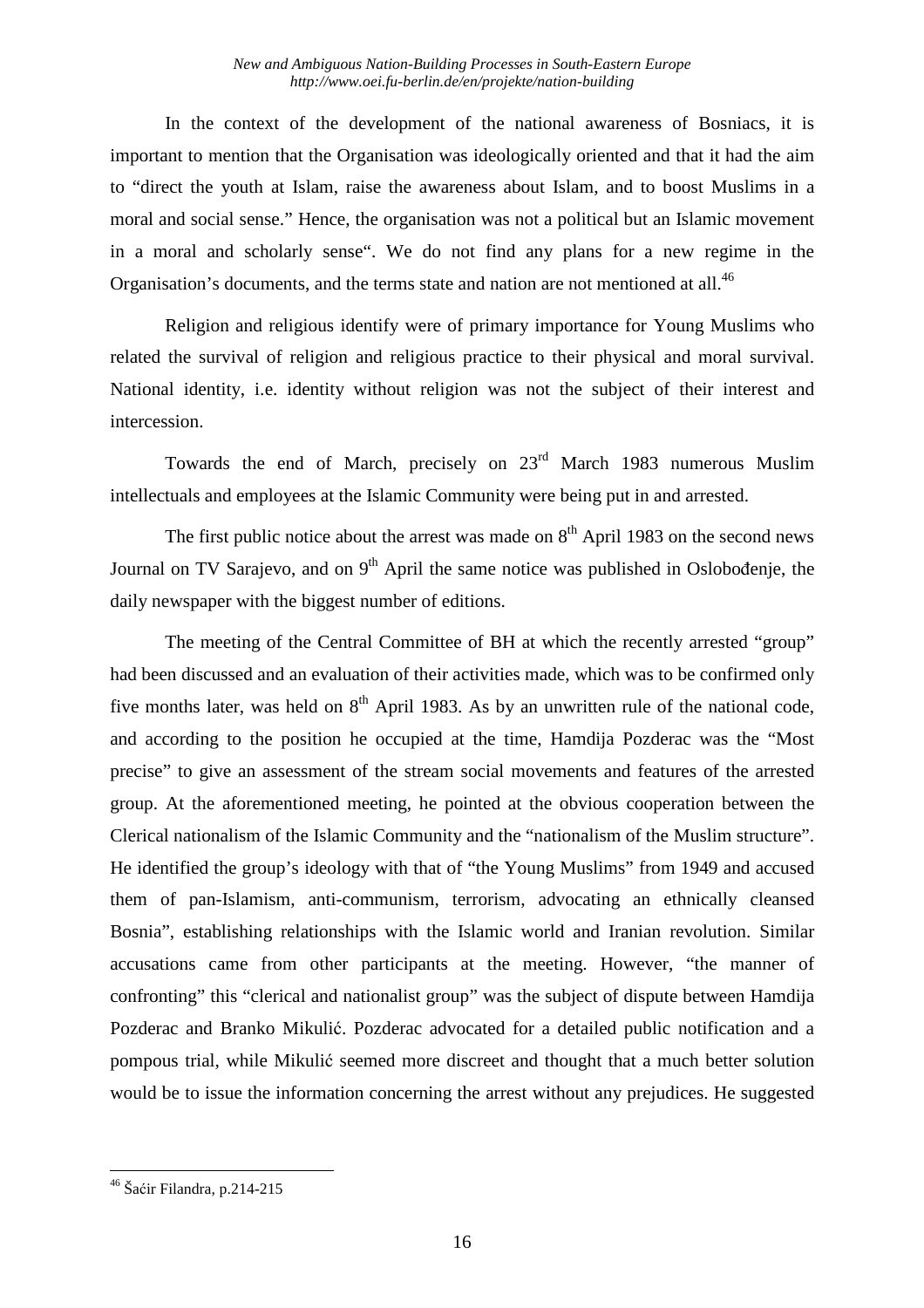In the context of the development of the national awareness of Bosniacs, it is important to mention that the Organisation was ideologically oriented and that it had the aim to "direct the youth at Islam, raise the awareness about Islam, and to boost Muslims in a moral and social sense." Hence, the organisation was not a political but an Islamic movement in a moral and scholarly sense". We do not find any plans for a new regime in the Organisation's documents, and the terms state and nation are not mentioned at all.[46]

Religion and religious identify were of primary importance for Young Muslims who related the survival of religion and religious practice to their physical and moral survival. National identity, i.e. identity without religion was not the subject of their interest and intercession.

Towards the end of March, precisely on 23rd March 1983 numerous Muslim intellectuals and employees at the Islamic Community were being put in and arrested.

The first public notice about the arrest was made on 8th April 1983 on the second news Journal on TV Sarajevo, and on 9th April the same notice was published in Oslobođenje, the daily newspaper with the biggest number of editions.

The meeting of the Central Committee of BH at which the recently arrested "group" had been discussed and an evaluation of their activities made, which was to be confirmed only five months later, was held on 8th April 1983. As by an unwritten rule of the national code, and according to the position he occupied at the time, Hamdija Pozderac was the "Most precise" to give an assessment of the stream social movements and features of the arrested group. At the aforementioned meeting, he pointed at the obvious cooperation between the Clerical nationalism of the Islamic Community and the "nationalism of the Muslim structure". He identified the group's ideology with that of "the Young Muslims" from 1949 and accused them of pan-Islamism, anti-communism, terrorism, advocating an ethnically cleansed Bosnia", establishing relationships with the Islamic world and Iranian revolution. Similar accusations came from other participants at the meeting. However, "the manner of confronting" this "clerical and nationalist group" was the subject of dispute between Hamdija Pozderac and Branko Mikulić. Pozderac advocated for a detailed public notification and a pompous trial, while Mikulić seemed more discreet and thought that a much better solution would be to issue the information concerning the arrest without any prejudices. He suggested

---

[46] Šaćir Filandra, p.214-215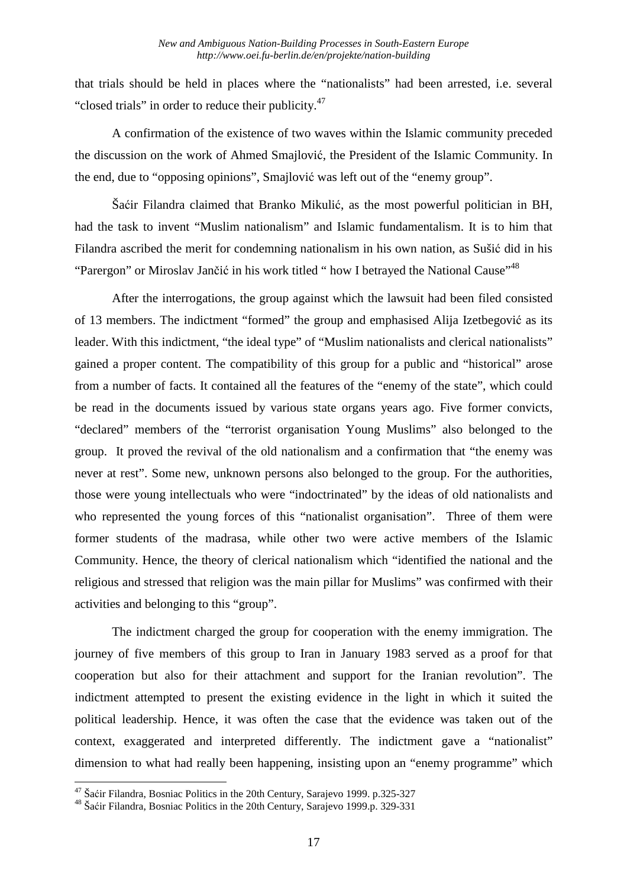that trials should be held in places where the "nationalists" had been arrested, i.e. several "closed trials" in order to reduce their publicity.[47]

A confirmation of the existence of two waves within the Islamic community preceded the discussion on the work of Ahmed Smajlović, the President of the Islamic Community. In the end, due to "opposing opinions", Smajlović was left out of the "enemy group".

Šaćir Filandra claimed that Branko Mikulić, as the most powerful politician in BH, had the task to invent "Muslim nationalism" and Islamic fundamentalism. It is to him that Filandra ascribed the merit for condemning nationalism in his own nation, as Sušić did in his "Parergon" or Miroslav Jančić in his work titled " how I betrayed the National Cause"[48]

After the interrogations, the group against which the lawsuit had been filed consisted of 13 members. The indictment "formed" the group and emphasised Alija Izetbegović as its leader. With this indictment, "the ideal type" of "Muslim nationalists and clerical nationalists" gained a proper content. The compatibility of this group for a public and "historical" arose from a number of facts. It contained all the features of the "enemy of the state", which could be read in the documents issued by various state organs years ago. Five former convicts, "declared" members of the "terrorist organisation Young Muslims" also belonged to the group. It proved the revival of the old nationalism and a confirmation that "the enemy was never at rest". Some new, unknown persons also belonged to the group. For the authorities, those were young intellectuals who were "indoctrinated" by the ideas of old nationalists and who represented the young forces of this "nationalist organisation". Three of them were former students of the madrasa, while other two were active members of the Islamic Community. Hence, the theory of clerical nationalism which "identified the national and the religious and stressed that religion was the main pillar for Muslims" was confirmed with their activities and belonging to this "group".

The indictment charged the group for cooperation with the enemy immigration. The journey of five members of this group to Iran in January 1983 served as a proof for that cooperation but also for their attachment and support for the Iranian revolution". The indictment attempted to present the existing evidence in the light in which it suited the political leadership. Hence, it was often the case that the evidence was taken out of the context, exaggerated and interpreted differently. The indictment gave a "nationalist" dimension to what had really been happening, insisting upon an "enemy programme" which

[47] Šaćir Filandra, Bosniac Politics in the 20th Century, Sarajevo 1999. p.325-327

[48] Šaćir Filandra, Bosniac Politics in the 20th Century, Sarajevo 1999.p. 329-331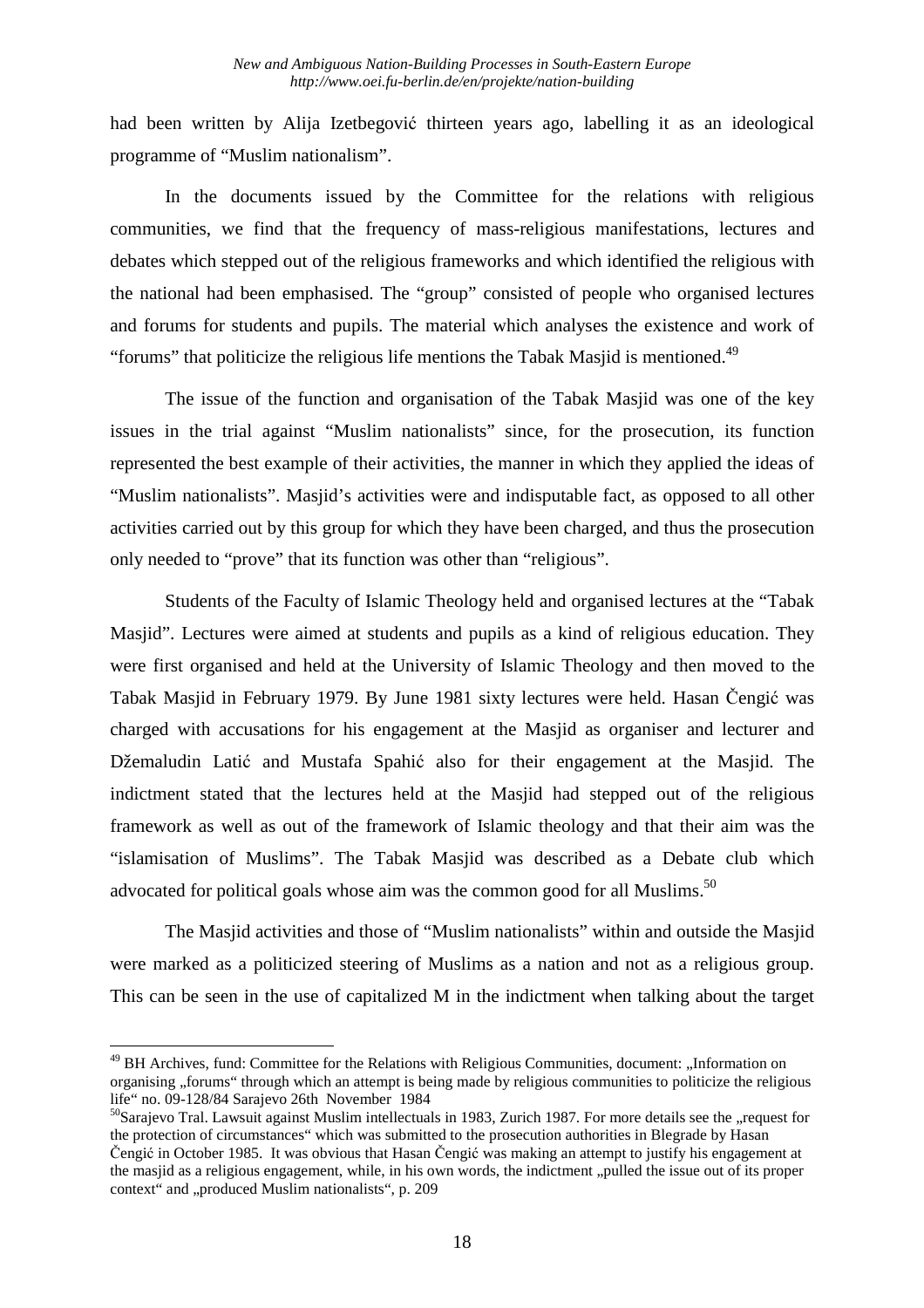had been written by Alija Izetbegović thirteen years ago, labelling it as an ideological programme of "Muslim nationalism".

In the documents issued by the Committee for the relations with religious communities, we find that the frequency of mass-religious manifestations, lectures and debates which stepped out of the religious frameworks and which identified the religious with the national had been emphasised. The "group" consisted of people who organised lectures and forums for students and pupils. The material which analyses the existence and work of "forums" that politicize the religious life mentions the Tabak Masjid is mentioned.[49]

The issue of the function and organisation of the Tabak Masjid was one of the key issues in the trial against "Muslim nationalists" since, for the prosecution, its function represented the best example of their activities, the manner in which they applied the ideas of "Muslim nationalists". Masjid's activities were and indisputable fact, as opposed to all other activities carried out by this group for which they have been charged, and thus the prosecution only needed to "prove" that its function was other than "religious".

Students of the Faculty of Islamic Theology held and organised lectures at the "Tabak Masjid". Lectures were aimed at students and pupils as a kind of religious education. They were first organised and held at the University of Islamic Theology and then moved to the Tabak Masjid in February 1979. By June 1981 sixty lectures were held. Hasan Čengić was charged with accusations for his engagement at the Masjid as organiser and lecturer and Džemaludin Latić and Mustafa Spahić also for their engagement at the Masjid. The indictment stated that the lectures held at the Masjid had stepped out of the religious framework as well as out of the framework of Islamic theology and that their aim was the "islamisation of Muslims". The Tabak Masjid was described as a Debate club which advocated for political goals whose aim was the common good for all Muslims.[50]

The Masjid activities and those of "Muslim nationalists" within and outside the Masjid were marked as a politicized steering of Muslims as a nation and not as a religious group. This can be seen in the use of capitalized M in the indictment when talking about the target

---

[49] BH Archives, fund: Committee for the Relations with Religious Communities, document: „Information on organising „forums" through which an attempt is being made by religious communities to politicize the religious life" no. 09-128/84 Sarajevo 26th November 1984

[50] Sarajevo Tral. Lawsuit against Muslim intellectuals in 1983, Zurich 1987. For more details see the „request for the protection of circumstances" which was submitted to the prosecution authorities in Blegrade by Hasan Čengić in October 1985. It was obvious that Hasan Čengić was making an attempt to justify his engagement at the masjid as a religious engagement, while, in his own words, the indictment „pulled the issue out of its proper context" and „produced Muslim nationalists", p. 209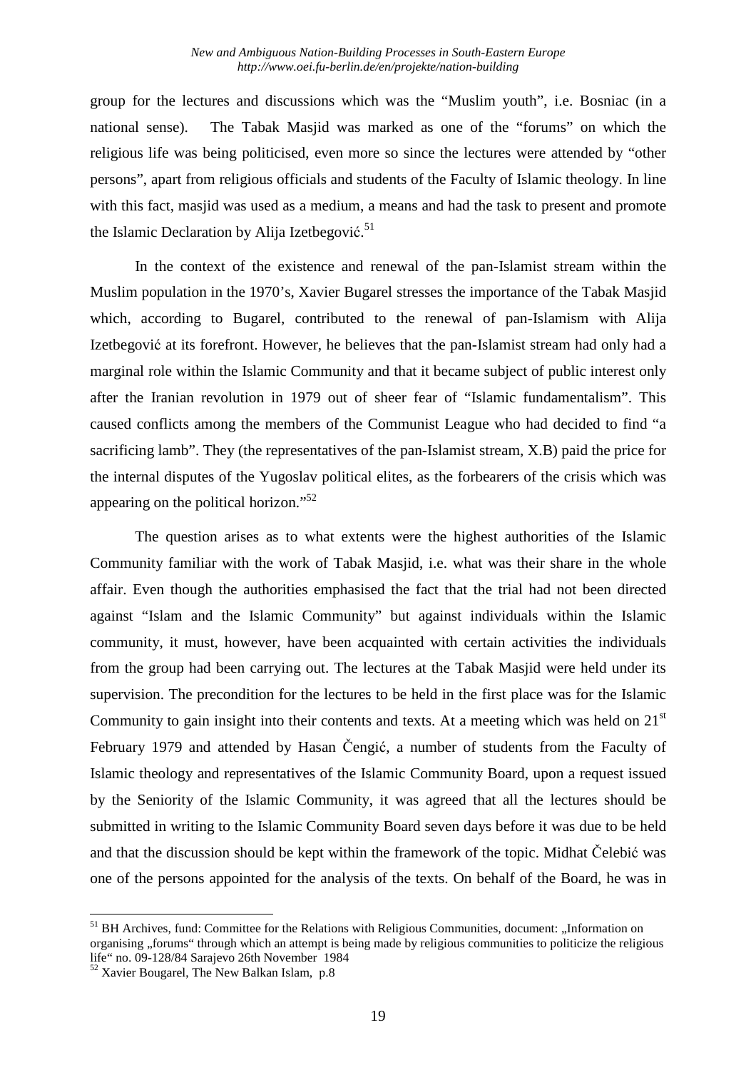group for the lectures and discussions which was the "Muslim youth", i.e. Bosniac (in a national sense). The Tabak Masjid was marked as one of the "forums" on which the religious life was being politicised, even more so since the lectures were attended by "other persons", apart from religious officials and students of the Faculty of Islamic theology. In line with this fact, masjid was used as a medium, a means and had the task to present and promote the Islamic Declaration by Alija Izetbegović.[51]

In the context of the existence and renewal of the pan-Islamist stream within the Muslim population in the 1970's, Xavier Bugarel stresses the importance of the Tabak Masjid which, according to Bugarel, contributed to the renewal of pan-Islamism with Alija Izetbegović at its forefront. However, he believes that the pan-Islamist stream had only had a marginal role within the Islamic Community and that it became subject of public interest only after the Iranian revolution in 1979 out of sheer fear of "Islamic fundamentalism". This caused conflicts among the members of the Communist League who had decided to find "a sacrificing lamb". They (the representatives of the pan-Islamist stream, X.B) paid the price for the internal disputes of the Yugoslav political elites, as the forbearers of the crisis which was appearing on the political horizon."[52]

The question arises as to what extents were the highest authorities of the Islamic Community familiar with the work of Tabak Masjid, i.e. what was their share in the whole affair. Even though the authorities emphasised the fact that the trial had not been directed against "Islam and the Islamic Community" but against individuals within the Islamic community, it must, however, have been acquainted with certain activities the individuals from the group had been carrying out. The lectures at the Tabak Masjid were held under its supervision. The precondition for the lectures to be held in the first place was for the Islamic Community to gain insight into their contents and texts. At a meeting which was held on 21st February 1979 and attended by Hasan Čengić, a number of students from the Faculty of Islamic theology and representatives of the Islamic Community Board, upon a request issued by the Seniority of the Islamic Community, it was agreed that all the lectures should be submitted in writing to the Islamic Community Board seven days before it was due to be held and that the discussion should be kept within the framework of the topic. Midhat Čelebić was one of the persons appointed for the analysis of the texts. On behalf of the Board, he was in

---

[51] BH Archives, fund: Committee for the Relations with Religious Communities, document: „Information on organising „forums" through which an attempt is being made by religious communities to politicize the religious life" no. 09-128/84 Sarajevo 26th November 1984

[52] Xavier Bougarel, The New Balkan Islam, p.8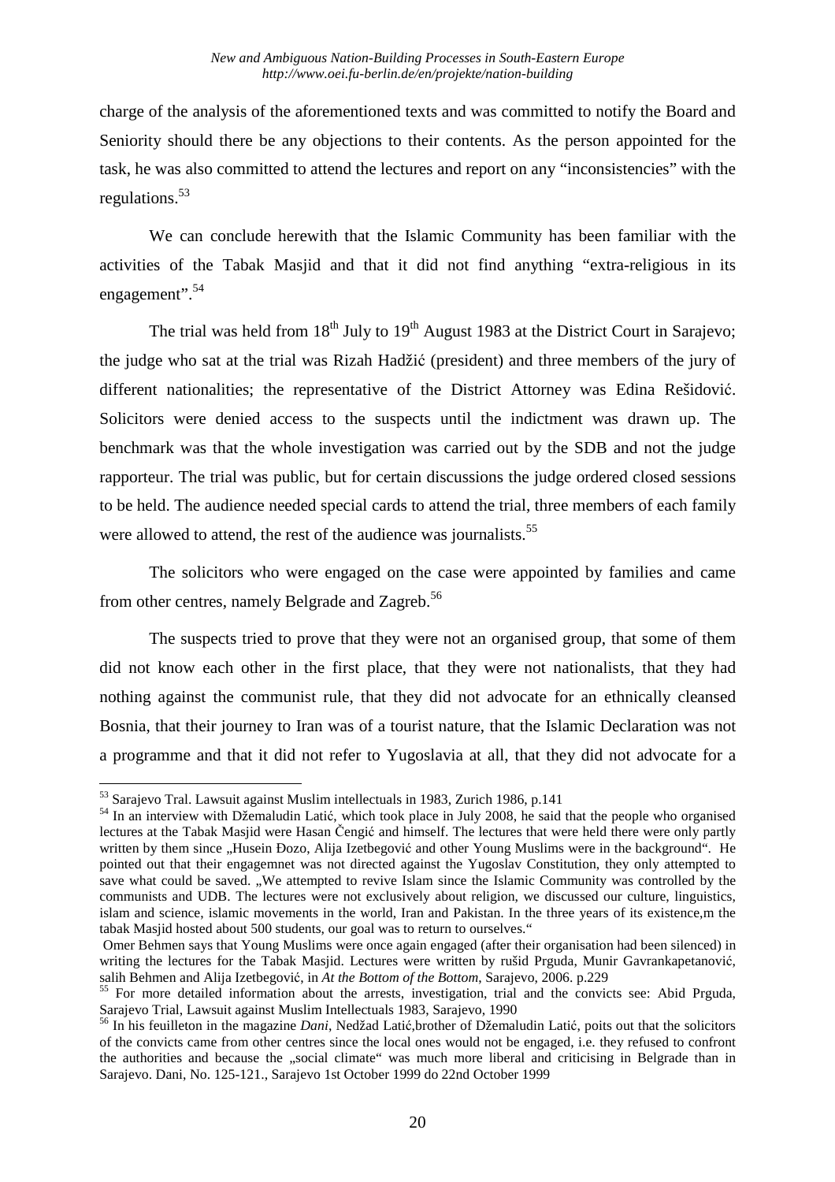charge of the analysis of the aforementioned texts and was committed to notify the Board and Seniority should there be any objections to their contents. As the person appointed for the task, he was also committed to attend the lectures and report on any "inconsistencies" with the regulations.[53]

We can conclude herewith that the Islamic Community has been familiar with the activities of the Tabak Masjid and that it did not find anything "extra-religious in its engagement".[54]

The trial was held from 18th July to 19th August 1983 at the District Court in Sarajevo; the judge who sat at the trial was Rizah Hadžić (president) and three members of the jury of different nationalities; the representative of the District Attorney was Edina Rešidović. Solicitors were denied access to the suspects until the indictment was drawn up. The benchmark was that the whole investigation was carried out by the SDB and not the judge rapporteur. The trial was public, but for certain discussions the judge ordered closed sessions to be held. The audience needed special cards to attend the trial, three members of each family were allowed to attend, the rest of the audience was journalists.[55]

The solicitors who were engaged on the case were appointed by families and came from other centres, namely Belgrade and Zagreb.[56]

The suspects tried to prove that they were not an organised group, that some of them did not know each other in the first place, that they were not nationalists, that they had nothing against the communist rule, that they did not advocate for an ethnically cleansed Bosnia, that their journey to Iran was of a tourist nature, that the Islamic Declaration was not a programme and that it did not refer to Yugoslavia at all, that they did not advocate for a

---

[53] Sarajevo Tral. Lawsuit against Muslim intellectuals in 1983, Zurich 1986, p.141

[54] In an interview with Džemaludin Latić, which took place in July 2008, he said that the people who organised lectures at the Tabak Masjid were Hasan Čengić and himself. The lectures that were held there were only partly written by them since „Husein Đozo, Alija Izetbegović and other Young Muslims were in the background". He pointed out that their engagemnet was not directed against the Yugoslav Constitution, they only attempted to save what could be saved. „We attempted to revive Islam since the Islamic Community was controlled by the communists and UDB. The lectures were not exclusively about religion, we discussed our culture, linguistics, islam and science, islamic movements in the world, Iran and Pakistan. In the three years of its existence,m the tabak Masjid hosted about 500 students, our goal was to return to ourselves."

Omer Behmen says that Young Muslims were once again engaged (after their organisation had been silenced) in writing the lectures for the Tabak Masjid. Lectures were written by rušid Prguda, Munir Gavrankapetanović, salih Behmen and Alija Izetbegović, in *At the Bottom of the Bottom*, Sarajevo, 2006. p.229

[55] For more detailed information about the arrests, investigation, trial and the convicts see: Abid Prguda, Sarajevo Trial, Lawsuit against Muslim Intellectuals 1983, Sarajevo, 1990

[56] In his feuilleton in the magazine *Dani*, Nedžad Latić,brother of Džemaludin Latić, poits out that the solicitors of the convicts came from other centres since the local ones would not be engaged, i.e. they refused to confront the authorities and because the „social climate" was much more liberal and criticising in Belgrade than in Sarajevo. Dani, No. 125-121., Sarajevo 1st October 1999 do 22nd October 1999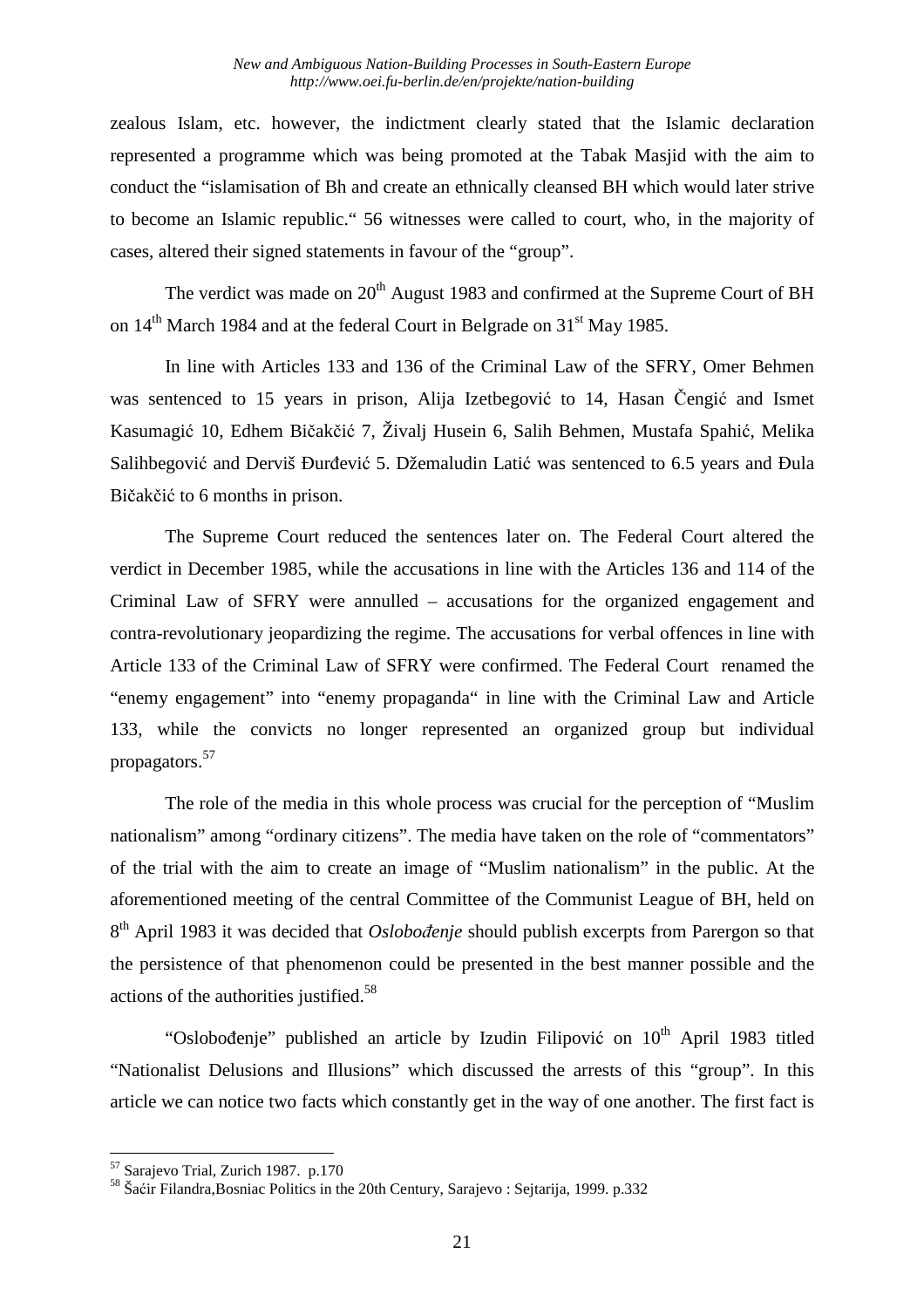zealous Islam, etc. however, the indictment clearly stated that the Islamic declaration represented a programme which was being promoted at the Tabak Masjid with the aim to conduct the "islamisation of Bh and create an ethnically cleansed BH which would later strive to become an Islamic republic." 56 witnesses were called to court, who, in the majority of cases, altered their signed statements in favour of the "group".

The verdict was made on 20th August 1983 and confirmed at the Supreme Court of BH on 14th March 1984 and at the federal Court in Belgrade on 31st May 1985.

In line with Articles 133 and 136 of the Criminal Law of the SFRY, Omer Behmen was sentenced to 15 years in prison, Alija Izetbegović to 14, Hasan Čengić and Ismet Kasumagić 10, Edhem Bičakčić 7, Živalj Husein 6, Salih Behmen, Mustafa Spahić, Melika Salihbegović and Derviš Đurđević 5. Džemaludin Latić was sentenced to 6.5 years and Đula Bičakčić to 6 months in prison.

The Supreme Court reduced the sentences later on. The Federal Court altered the verdict in December 1985, while the accusations in line with the Articles 136 and 114 of the Criminal Law of SFRY were annulled – accusations for the organized engagement and contra-revolutionary jeopardizing the regime. The accusations for verbal offences in line with Article 133 of the Criminal Law of SFRY were confirmed. The Federal Court renamed the "enemy engagement" into "enemy propaganda" in line with the Criminal Law and Article 133, while the convicts no longer represented an organized group but individual propagators.[57]

The role of the media in this whole process was crucial for the perception of "Muslim nationalism" among "ordinary citizens". The media have taken on the role of "commentators" of the trial with the aim to create an image of "Muslim nationalism" in the public. At the aforementioned meeting of the central Committee of the Communist League of BH, held on 8th April 1983 it was decided that *Oslobođenje* should publish excerpts from Parergon so that the persistence of that phenomenon could be presented in the best manner possible and the actions of the authorities justified.[58]

"Oslobođenje" published an article by Izudin Filipović on 10th April 1983 titled "Nationalist Delusions and Illusions" which discussed the arrests of this "group". In this article we can notice two facts which constantly get in the way of one another. The first fact is

[57] Sarajevo Trial, Zurich 1987. p.170

[58] Šaćir Filandra,Bosniac Politics in the 20th Century, Sarajevo : Sejtarija, 1999. p.332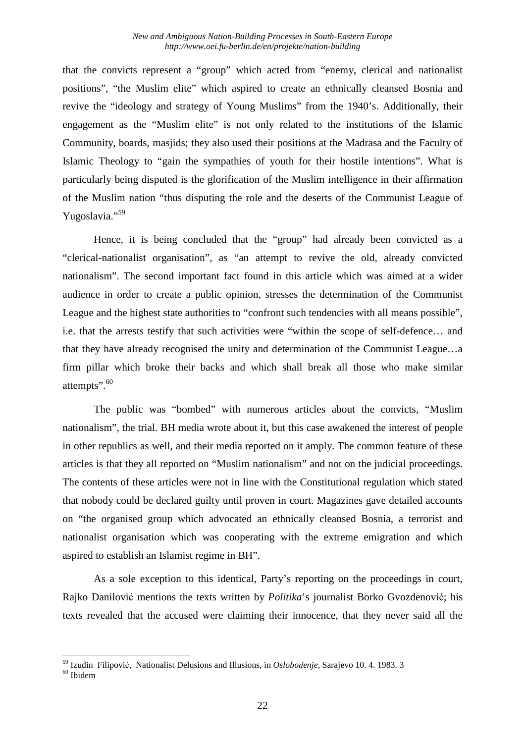that the convicts represent a "group" which acted from "enemy, clerical and nationalist positions", "the Muslim elite" which aspired to create an ethnically cleansed Bosnia and revive the "ideology and strategy of Young Muslims" from the 1940's. Additionally, their engagement as the "Muslim elite" is not only related to the institutions of the Islamic Community, boards, masjids; they also used their positions at the Madrasa and the Faculty of Islamic Theology to "gain the sympathies of youth for their hostile intentions". What is particularly being disputed is the glorification of the Muslim intelligence in their affirmation of the Muslim nation "thus disputing the role and the deserts of the Communist League of Yugoslavia."[59]

Hence, it is being concluded that the "group" had already been convicted as a "clerical-nationalist organisation", as "an attempt to revive the old, already convicted nationalism". The second important fact found in this article which was aimed at a wider audience in order to create a public opinion, stresses the determination of the Communist League and the highest state authorities to "confront such tendencies with all means possible", i.e. that the arrests testify that such activities were "within the scope of self-defence… and that they have already recognised the unity and determination of the Communist League…a firm pillar which broke their backs and which shall break all those who make similar attempts".[60]

The public was "bombed" with numerous articles about the convicts, "Muslim nationalism", the trial. BH media wrote about it, but this case awakened the interest of people in other republics as well, and their media reported on it amply. The common feature of these articles is that they all reported on "Muslim nationalism" and not on the judicial proceedings. The contents of these articles were not in line with the Constitutional regulation which stated that nobody could be declared guilty until proven in court. Magazines gave detailed accounts on "the organised group which advocated an ethnically cleansed Bosnia, a terrorist and nationalist organisation which was cooperating with the extreme emigration and which aspired to establish an Islamist regime in BH".

As a sole exception to this identical, Party's reporting on the proceedings in court, Rajko Danilović mentions the texts written by *Politika*'s journalist Borko Gvozdenović; his texts revealed that the accused were claiming their innocence, that they never said all the

---

[59] Izudin Filipović, Nationalist Delusions and Illusions, in *Oslobođenje*, Sarajevo 10. 4. 1983. 3

[60] Ibidem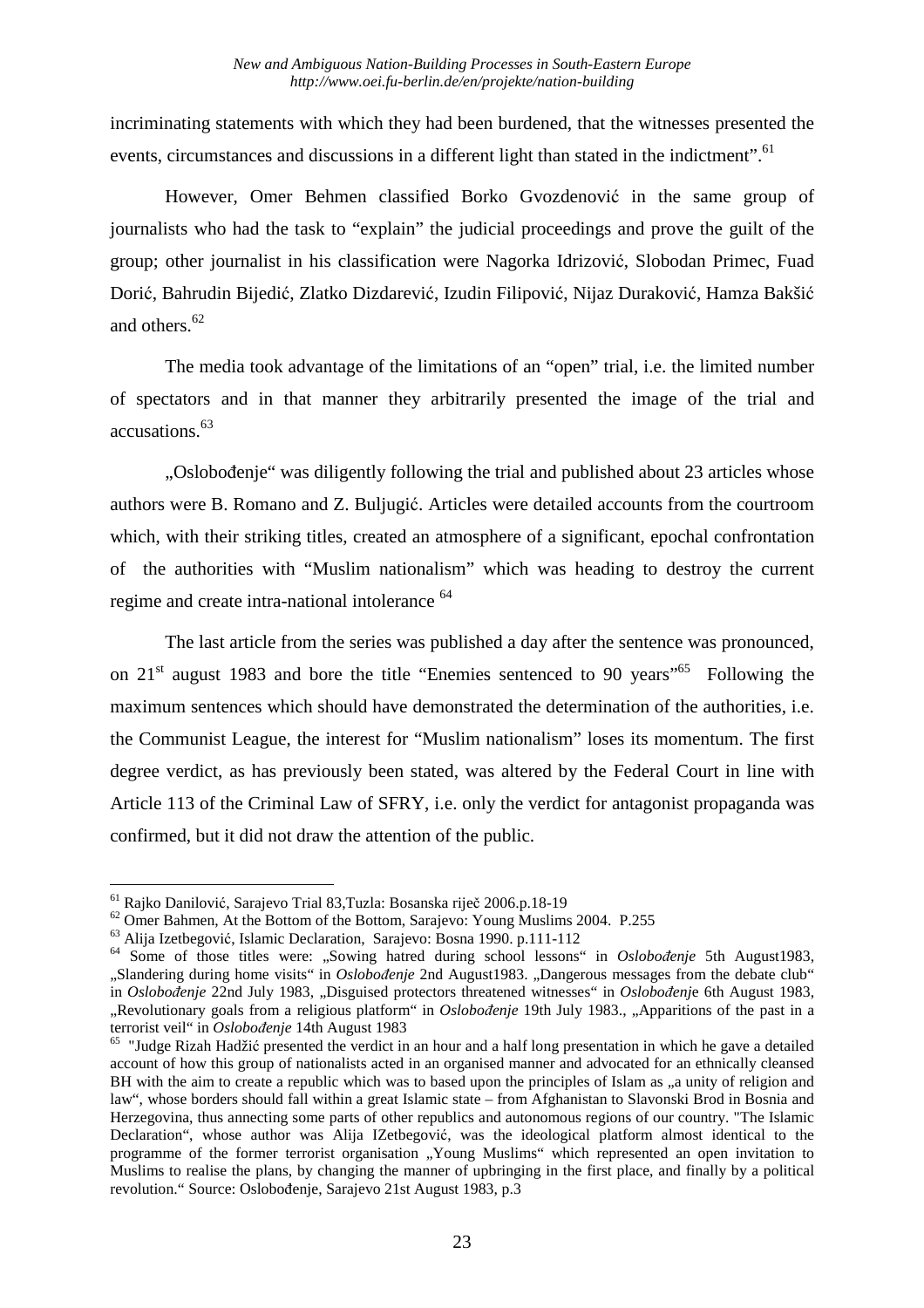incriminating statements with which they had been burdened, that the witnesses presented the events, circumstances and discussions in a different light than stated in the indictment".[61]

However, Omer Behmen classified Borko Gvozdenović in the same group of journalists who had the task to "explain" the judicial proceedings and prove the guilt of the group; other journalist in his classification were Nagorka Idrizović, Slobodan Primec, Fuad Dorić, Bahrudin Bijedić, Zlatko Dizdarević, Izudin Filipović, Nijaz Duraković, Hamza Bakšić and others.[62]

The media took advantage of the limitations of an "open" trial, i.e. the limited number of spectators and in that manner they arbitrarily presented the image of the trial and accusations.[63]

„Oslobođenje" was diligently following the trial and published about 23 articles whose authors were B. Romano and Z. Buljugić. Articles were detailed accounts from the courtroom which, with their striking titles, created an atmosphere of a significant, epochal confrontation of the authorities with "Muslim nationalism" which was heading to destroy the current regime and create intra-national intolerance [64]

The last article from the series was published a day after the sentence was pronounced, on 21st august 1983 and bore the title "Enemies sentenced to 90 years"[65] Following the maximum sentences which should have demonstrated the determination of the authorities, i.e. the Communist League, the interest for "Muslim nationalism" loses its momentum. The first degree verdict, as has previously been stated, was altered by the Federal Court in line with Article 113 of the Criminal Law of SFRY, i.e. only the verdict for antagonist propaganda was confirmed, but it did not draw the attention of the public.

---

[61] Rajko Danilović, Sarajevo Trial 83,Tuzla: Bosanska riječ 2006.p.18-19

[62] Omer Bahmen, At the Bottom of the Bottom, Sarajevo: Young Muslims 2004. P.255

[63] Alija Izetbegović, Islamic Declaration, Sarajevo: Bosna 1990. p.111-112

[64] Some of those titles were: „Sowing hatred during school lessons" in *Oslobođenje* 5th August1983, „Slandering during home visits" in *Oslobođenje* 2nd August1983. „Dangerous messages from the debate club" in *Oslobođenje* 22nd July 1983, „Disguised protectors threatened witnesses" in *Oslobođenje* 6th August 1983, „Revolutionary goals from a religious platform" in *Oslobođenje* 19th July 1983., „Apparitions of the past in a terrorist veil" in *Oslobođenje* 14th August 1983

[65] "Judge Rizah Hadžić presented the verdict in an hour and a half long presentation in which he gave a detailed account of how this group of nationalists acted in an organised manner and advocated for an ethnically cleansed BH with the aim to create a republic which was to based upon the principles of Islam as „a unity of religion and law", whose borders should fall within a great Islamic state – from Afghanistan to Slavonski Brod in Bosnia and Herzegovina, thus annecting some parts of other republics and autonomous regions of our country. "The Islamic Declaration", whose author was Alija IZetbegović, was the ideological platform almost identical to the programme of the former terrorist organisation „Young Muslims" which represented an open invitation to Muslims to realise the plans, by changing the manner of upbringing in the first place, and finally by a political revolution." Source: Oslobođenje, Sarajevo 21st August 1983, p.3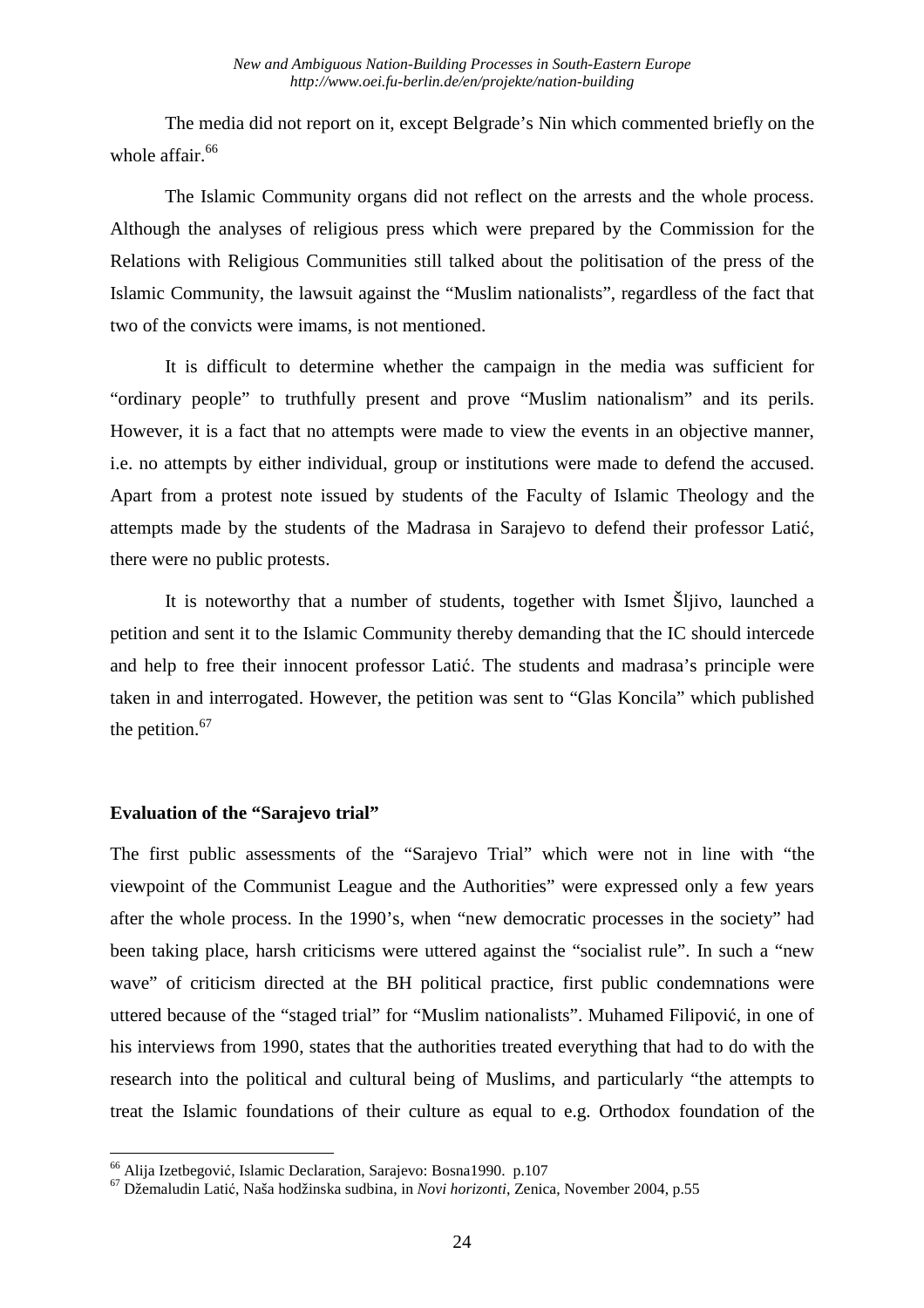The media did not report on it, except Belgrade's Nin which commented briefly on the whole affair.[66]

The Islamic Community organs did not reflect on the arrests and the whole process. Although the analyses of religious press which were prepared by the Commission for the Relations with Religious Communities still talked about the politisation of the press of the Islamic Community, the lawsuit against the "Muslim nationalists", regardless of the fact that two of the convicts were imams, is not mentioned.

It is difficult to determine whether the campaign in the media was sufficient for "ordinary people" to truthfully present and prove "Muslim nationalism" and its perils. However, it is a fact that no attempts were made to view the events in an objective manner, i.e. no attempts by either individual, group or institutions were made to defend the accused. Apart from a protest note issued by students of the Faculty of Islamic Theology and the attempts made by the students of the Madrasa in Sarajevo to defend their professor Latić, there were no public protests.

It is noteworthy that a number of students, together with Ismet Šljivo, launched a petition and sent it to the Islamic Community thereby demanding that the IC should intercede and help to free their innocent professor Latić. The students and madrasa's principle were taken in and interrogated. However, the petition was sent to "Glas Koncila" which published the petition.[67]

### Evaluation of the "Sarajevo trial"

The first public assessments of the "Sarajevo Trial" which were not in line with "the viewpoint of the Communist League and the Authorities" were expressed only a few years after the whole process. In the 1990's, when "new democratic processes in the society" had been taking place, harsh criticisms were uttered against the "socialist rule". In such a "new wave" of criticism directed at the BH political practice, first public condemnations were uttered because of the "staged trial" for "Muslim nationalists". Muhamed Filipović, in one of his interviews from 1990, states that the authorities treated everything that had to do with the research into the political and cultural being of Muslims, and particularly "the attempts to treat the Islamic foundations of their culture as equal to e.g. Orthodox foundation of the

---

[66] Alija Izetbegović, Islamic Declaration, Sarajevo: Bosna1990. p.107

[67] Džemaludin Latić, Naša hodžinska sudbina, in *Novi horizonti*, Zenica, November 2004, p.55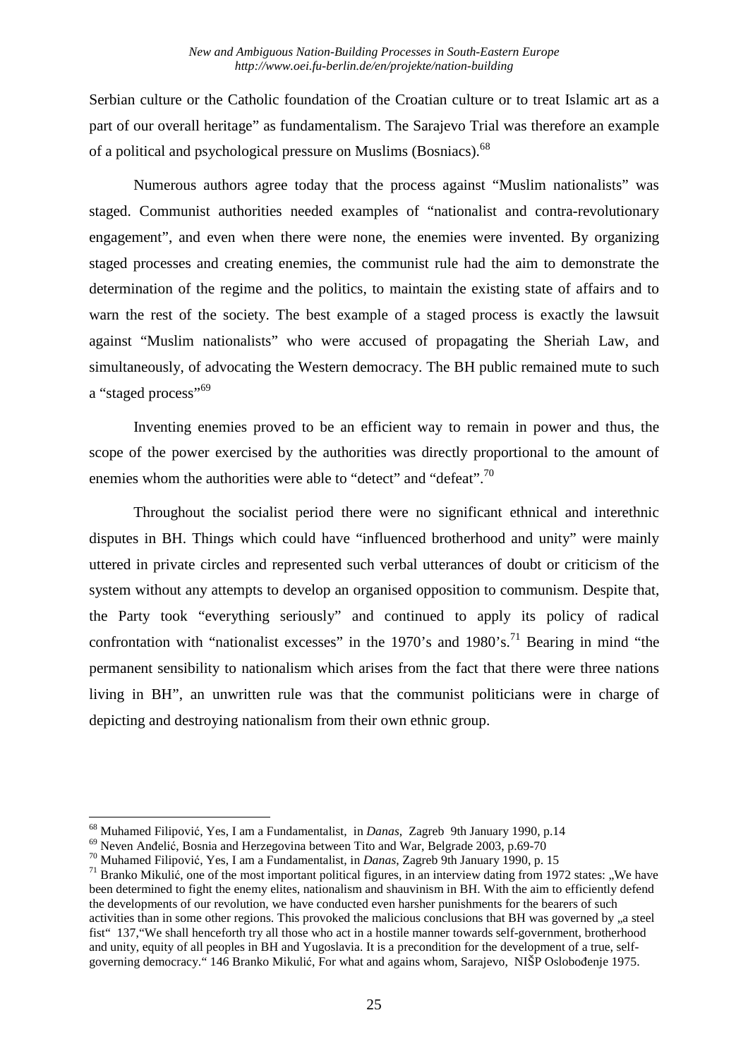Serbian culture or the Catholic foundation of the Croatian culture or to treat Islamic art as a part of our overall heritage" as fundamentalism. The Sarajevo Trial was therefore an example of a political and psychological pressure on Muslims (Bosniacs).[68]

Numerous authors agree today that the process against "Muslim nationalists" was staged. Communist authorities needed examples of "nationalist and contra-revolutionary engagement", and even when there were none, the enemies were invented. By organizing staged processes and creating enemies, the communist rule had the aim to demonstrate the determination of the regime and the politics, to maintain the existing state of affairs and to warn the rest of the society. The best example of a staged process is exactly the lawsuit against "Muslim nationalists" who were accused of propagating the Sheriah Law, and simultaneously, of advocating the Western democracy. The BH public remained mute to such a "staged process"[69]

Inventing enemies proved to be an efficient way to remain in power and thus, the scope of the power exercised by the authorities was directly proportional to the amount of enemies whom the authorities were able to "detect" and "defeat".[70]

Throughout the socialist period there were no significant ethnical and interethnic disputes in BH. Things which could have "influenced brotherhood and unity" were mainly uttered in private circles and represented such verbal utterances of doubt or criticism of the system without any attempts to develop an organised opposition to communism. Despite that, the Party took "everything seriously" and continued to apply its policy of radical confrontation with "nationalist excesses" in the 1970's and 1980's.[71] Bearing in mind "the permanent sensibility to nationalism which arises from the fact that there were three nations living in BH", an unwritten rule was that the communist politicians were in charge of depicting and destroying nationalism from their own ethnic group.

---

[68] Muhamed Filipović, Yes, I am a Fundamentalist, in *Danas*, Zagreb 9th January 1990, p.14

[69] Neven Anđelić, Bosnia and Herzegovina between Tito and War, Belgrade 2003, p.69-70

[70] Muhamed Filipović, Yes, I am a Fundamentalist, in *Danas*, Zagreb 9th January 1990, p. 15

[71] Branko Mikulić, one of the most important political figures, in an interview dating from 1972 states: „We have been determined to fight the enemy elites, nationalism and shauvinism in BH. With the aim to efficiently defend the developments of our revolution, we have conducted even harsher punishments for the bearers of such activities than in some other regions. This provoked the malicious conclusions that BH was governed by „a steel fist" 137,"We shall henceforth try all those who act in a hostile manner towards self-government, brotherhood and unity, equity of all peoples in BH and Yugoslavia. It is a precondition for the development of a true, self-governing democracy." 146 Branko Mikulić, For what and agains whom, Sarajevo, NIŠP Oslobođenje 1975.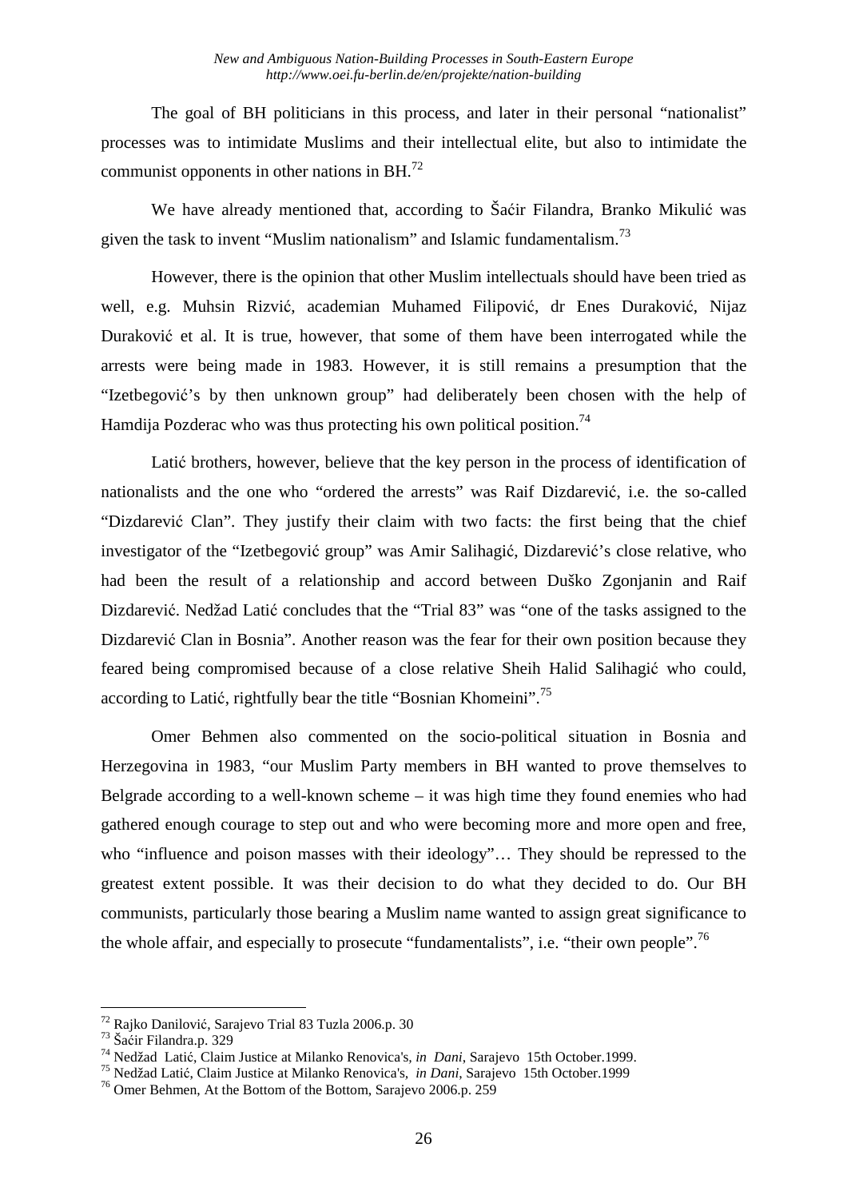The goal of BH politicians in this process, and later in their personal "nationalist" processes was to intimidate Muslims and their intellectual elite, but also to intimidate the communist opponents in other nations in BH.[72]

We have already mentioned that, according to Šaćir Filandra, Branko Mikulić was given the task to invent "Muslim nationalism" and Islamic fundamentalism.[73]

However, there is the opinion that other Muslim intellectuals should have been tried as well, e.g. Muhsin Rizvić, academian Muhamed Filipović, dr Enes Duraković, Nijaz Duraković et al. It is true, however, that some of them have been interrogated while the arrests were being made in 1983. However, it is still remains a presumption that the "Izetbegović's by then unknown group" had deliberately been chosen with the help of Hamdija Pozderac who was thus protecting his own political position.[74]

Latić brothers, however, believe that the key person in the process of identification of nationalists and the one who "ordered the arrests" was Raif Dizdarević, i.e. the so-called "Dizdarević Clan". They justify their claim with two facts: the first being that the chief investigator of the "Izetbegović group" was Amir Salihagić, Dizdarević's close relative, who had been the result of a relationship and accord between Duško Zgonjanin and Raif Dizdarević. Nedžad Latić concludes that the "Trial 83" was "one of the tasks assigned to the Dizdarević Clan in Bosnia". Another reason was the fear for their own position because they feared being compromised because of a close relative Sheih Halid Salihagić who could, according to Latić, rightfully bear the title "Bosnian Khomeini".[75]

Omer Behmen also commented on the socio-political situation in Bosnia and Herzegovina in 1983, "our Muslim Party members in BH wanted to prove themselves to Belgrade according to a well-known scheme – it was high time they found enemies who had gathered enough courage to step out and who were becoming more and more open and free, who "influence and poison masses with their ideology"… They should be repressed to the greatest extent possible. It was their decision to do what they decided to do. Our BH communists, particularly those bearing a Muslim name wanted to assign great significance to the whole affair, and especially to prosecute "fundamentalists", i.e. "their own people".[76]

---

[72] Rajko Danilović, Sarajevo Trial 83 Tuzla 2006.p. 30

[73] Šaćir Filandra.p. 329

[74] Nedžad Latić, Claim Justice at Milanko Renovica's, *in Dani*, Sarajevo 15th October.1999.

[75] Nedžad Latić, Claim Justice at Milanko Renovica's, *in Dani*, Sarajevo 15th October.1999

[76] Omer Behmen, At the Bottom of the Bottom, Sarajevo 2006.p. 259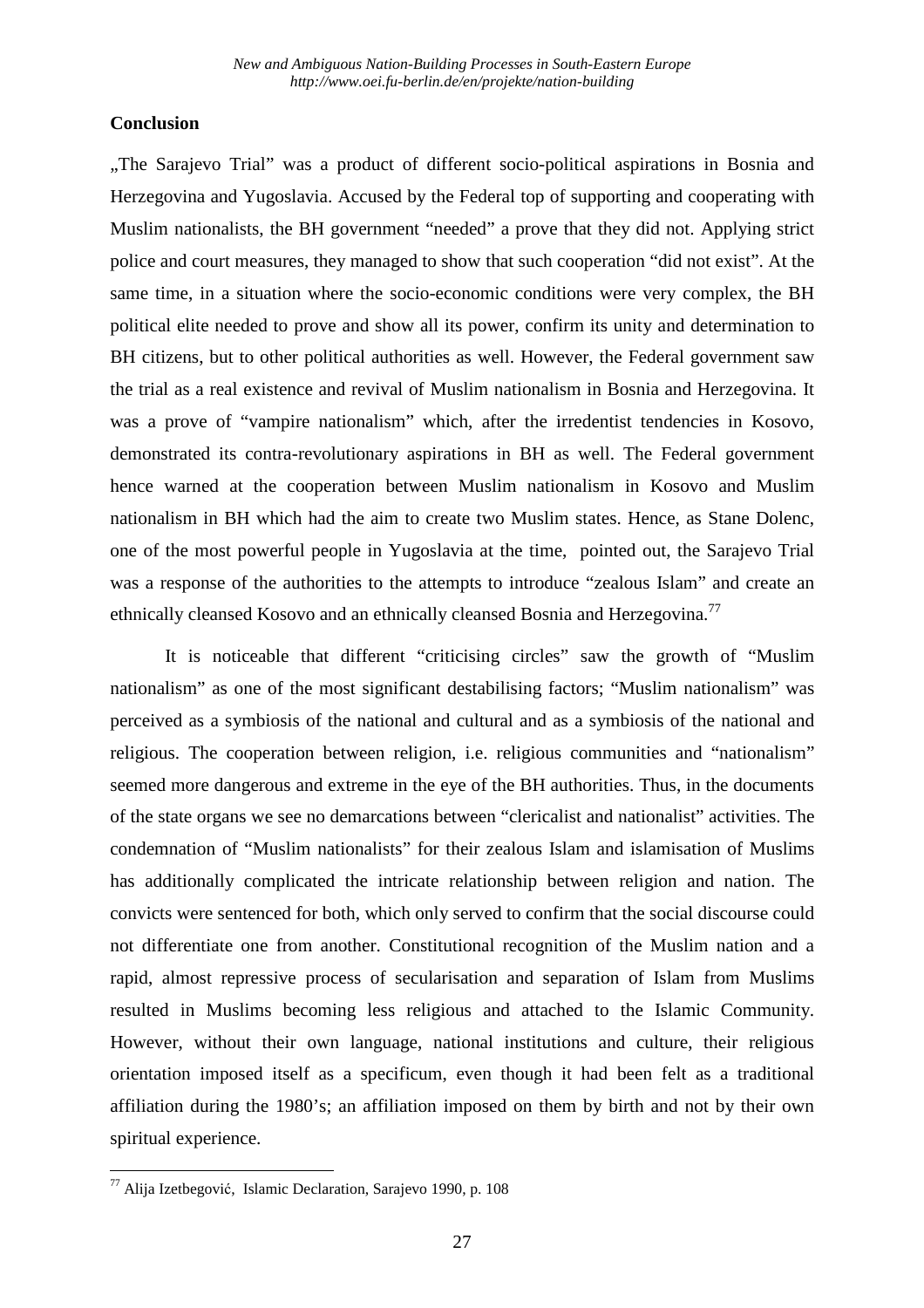## Conclusion

„The Sarajevo Trial" was a product of different socio-political aspirations in Bosnia and Herzegovina and Yugoslavia. Accused by the Federal top of supporting and cooperating with Muslim nationalists, the BH government "needed" a prove that they did not. Applying strict police and court measures, they managed to show that such cooperation "did not exist". At the same time, in a situation where the socio-economic conditions were very complex, the BH political elite needed to prove and show all its power, confirm its unity and determination to BH citizens, but to other political authorities as well. However, the Federal government saw the trial as a real existence and revival of Muslim nationalism in Bosnia and Herzegovina. It was a prove of "vampire nationalism" which, after the irredentist tendencies in Kosovo, demonstrated its contra-revolutionary aspirations in BH as well. The Federal government hence warned at the cooperation between Muslim nationalism in Kosovo and Muslim nationalism in BH which had the aim to create two Muslim states. Hence, as Stane Dolenc, one of the most powerful people in Yugoslavia at the time, pointed out, the Sarajevo Trial was a response of the authorities to the attempts to introduce "zealous Islam" and create an ethnically cleansed Kosovo and an ethnically cleansed Bosnia and Herzegovina.[77]

It is noticeable that different "criticising circles" saw the growth of "Muslim nationalism" as one of the most significant destabilising factors; "Muslim nationalism" was perceived as a symbiosis of the national and cultural and as a symbiosis of the national and religious. The cooperation between religion, i.e. religious communities and "nationalism" seemed more dangerous and extreme in the eye of the BH authorities. Thus, in the documents of the state organs we see no demarcations between "clericalist and nationalist" activities. The condemnation of "Muslim nationalists" for their zealous Islam and islamisation of Muslims has additionally complicated the intricate relationship between religion and nation. The convicts were sentenced for both, which only served to confirm that the social discourse could not differentiate one from another. Constitutional recognition of the Muslim nation and a rapid, almost repressive process of secularisation and separation of Islam from Muslims resulted in Muslims becoming less religious and attached to the Islamic Community. However, without their own language, national institutions and culture, their religious orientation imposed itself as a specificum, even though it had been felt as a traditional affiliation during the 1980's; an affiliation imposed on them by birth and not by their own spiritual experience.

---

[77] Alija Izetbegović, Islamic Declaration, Sarajevo 1990, p. 108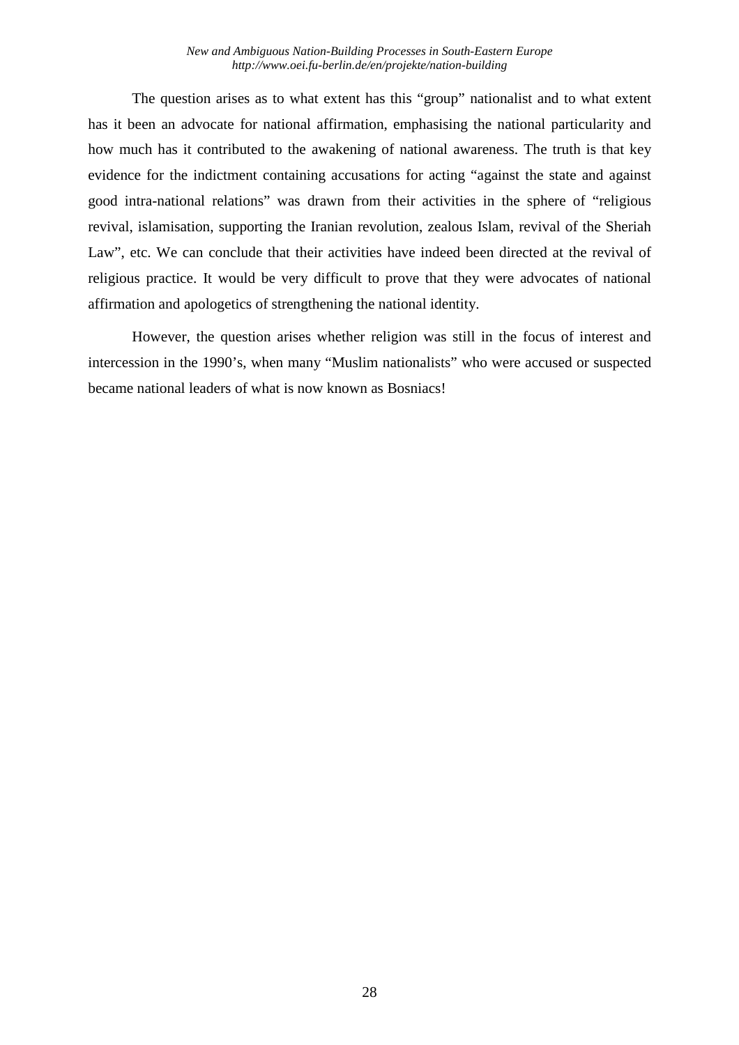The question arises as to what extent has this “group” nationalist and to what extent has it been an advocate for national affirmation, emphasising the national particularity and how much has it contributed to the awakening of national awareness. The truth is that key evidence for the indictment containing accusations for acting “against the state and against good intra-national relations” was drawn from their activities in the sphere of “religious revival, islamisation, supporting the Iranian revolution, zealous Islam, revival of the Sheriah Law”, etc. We can conclude that their activities have indeed been directed at the revival of religious practice. It would be very difficult to prove that they were advocates of national affirmation and apologetics of strengthening the national identity.

However, the question arises whether religion was still in the focus of interest and intercession in the 1990’s, when many “Muslim nationalists” who were accused or suspected became national leaders of what is now known as Bosniacs!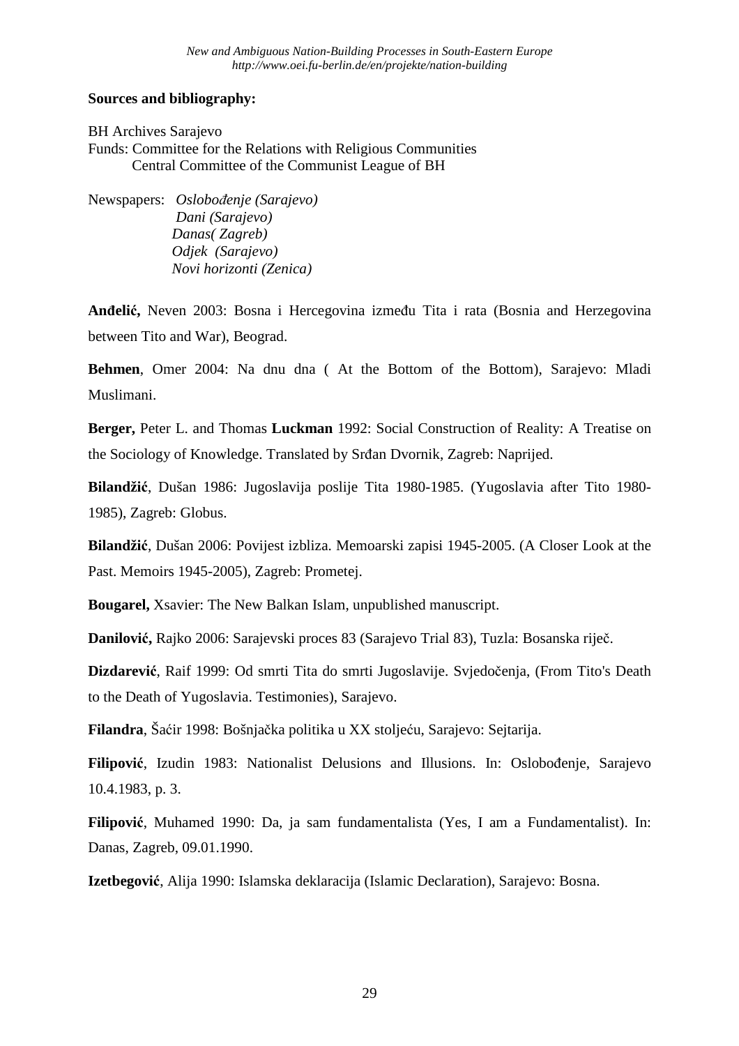**Sources and bibliography:**

BH Archives Sarajevo
Funds: Committee for the Relations with Religious Communities
Central Committee of the Communist League of BH

Newspapers: *Oslobođenje (Sarajevo)*
*Dani (Sarajevo)*
*Danas( Zagreb)*
*Odjek (Sarajevo)*
*Novi horizonti (Zenica)*

**Anđelić,** Neven 2003: Bosna i Hercegovina između Tita i rata (Bosnia and Herzegovina between Tito and War), Beograd.

**Behmen**, Omer 2004: Na dnu dna ( At the Bottom of the Bottom), Sarajevo: Mladi Muslimani.

**Berger,** Peter L. and Thomas **Luckman** 1992: Social Construction of Reality: A Treatise on the Sociology of Knowledge. Translated by Srđan Dvornik, Zagreb: Naprijed.

**Bilandžić**, Dušan 1986: Jugoslavija poslije Tita 1980-1985. (Yugoslavia after Tito 1980-1985), Zagreb: Globus.

**Bilandžić**, Dušan 2006: Povijest izbliza. Memoarski zapisi 1945-2005. (A Closer Look at the Past. Memoirs 1945-2005), Zagreb: Prometej.

**Bougarel,** Xsavier: The New Balkan Islam, unpublished manuscript.

**Danilović,** Rajko 2006: Sarajevski proces 83 (Sarajevo Trial 83), Tuzla: Bosanska riječ.

**Dizdarević**, Raif 1999: Od smrti Tita do smrti Jugoslavije. Svjedočenja, (From Tito's Death to the Death of Yugoslavia. Testimonies), Sarajevo.

**Filandra**, Šaćir 1998: Bošnjačka politika u XX stoljeću, Sarajevo: Sejtarija.

**Filipović**, Izudin 1983: Nationalist Delusions and Illusions. In: Oslobođenje, Sarajevo 10.4.1983, p. 3.

**Filipović**, Muhamed 1990: Da, ja sam fundamentalista (Yes, I am a Fundamentalist). In: Danas, Zagreb, 09.01.1990.

**Izetbegović**, Alija 1990: Islamska deklaracija (Islamic Declaration), Sarajevo: Bosna.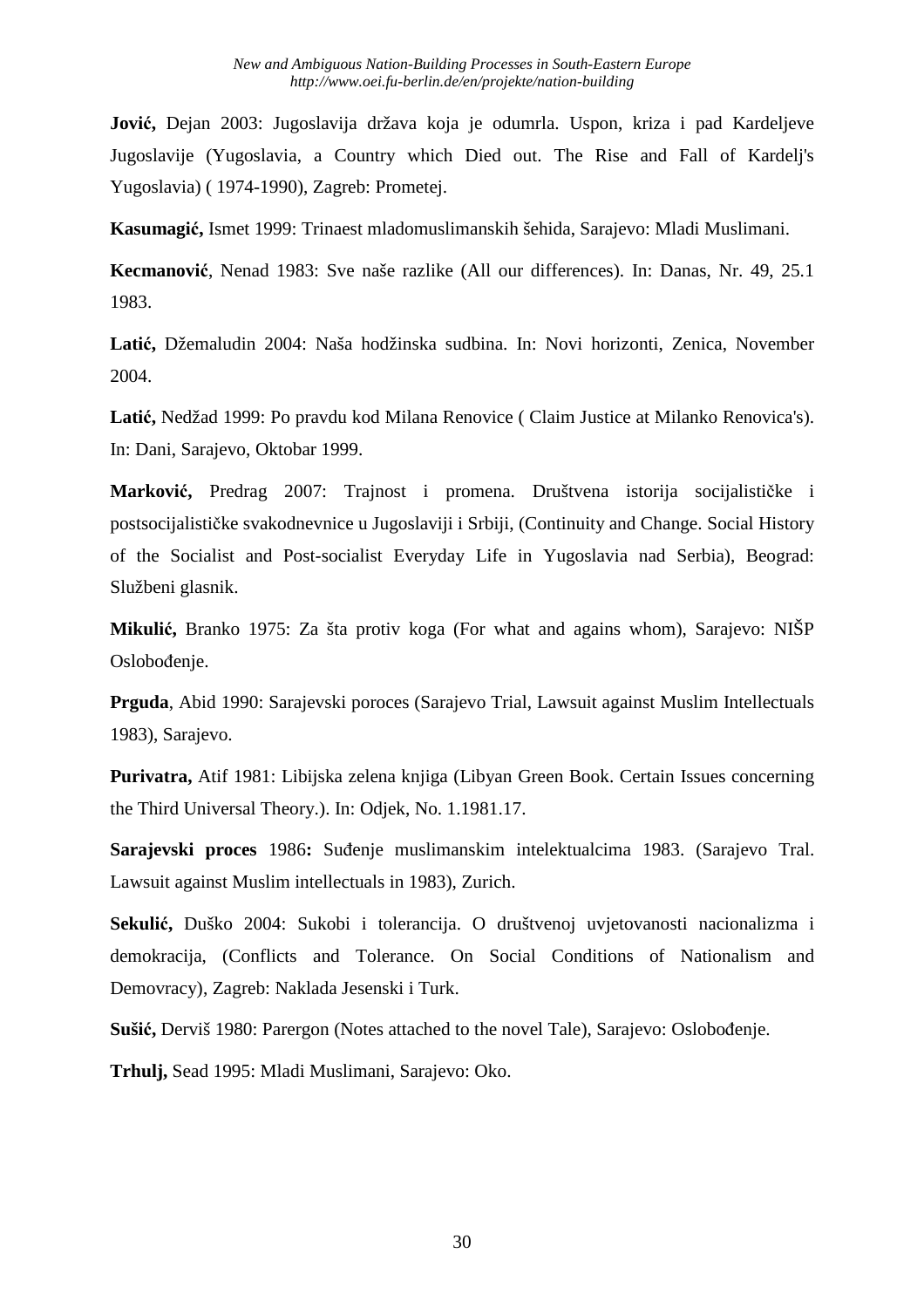**Jović,** Dejan 2003: Jugoslavija država koja je odumrla. Uspon, kriza i pad Kardeljeve Jugoslavije (Yugoslavia, a Country which Died out. The Rise and Fall of Kardelj's Yugoslavia) ( 1974-1990), Zagreb: Prometej.

**Kasumagić,** Ismet 1999: Trinaest mladomuslimanskih šehida, Sarajevo: Mladi Muslimani.

**Kecmanović**, Nenad 1983: Sve naše razlike (All our differences). In: Danas, Nr. 49, 25.1 1983.

**Latić,** Džemaludin 2004: Naša hodžinska sudbina. In: Novi horizonti, Zenica, November 2004.

**Latić,** Nedžad 1999: Po pravdu kod Milana Renovice ( Claim Justice at Milanko Renovica's). In: Dani, Sarajevo, Oktobar 1999.

**Marković,** Predrag 2007: Trajnost i promena. Društvena istorija socijalističke i postsocijalističke svakodnevnice u Jugoslaviji i Srbiji, (Continuity and Change. Social History of the Socialist and Post-socialist Everyday Life in Yugoslavia nad Serbia), Beograd: Službeni glasnik.

**Mikulić,** Branko 1975: Za šta protiv koga (For what and agains whom), Sarajevo: NIŠP Oslobođenje.

**Prguda**, Abid 1990: Sarajevski poroces (Sarajevo Trial, Lawsuit against Muslim Intellectuals 1983), Sarajevo.

**Purivatra,** Atif 1981: Libijska zelena knjiga (Libyan Green Book. Certain Issues concerning the Third Universal Theory.). In: Odjek, No. 1.1981.17.

**Sarajevski proces** 1986**:** Suđenje muslimanskim intelektualcima 1983. (Sarajevo Tral. Lawsuit against Muslim intellectuals in 1983), Zurich.

**Sekulić,** Duško 2004: Sukobi i tolerancija. O društvenoj uvjetovanosti nacionalizma i demokracija, (Conflicts and Tolerance. On Social Conditions of Nationalism and Demovracy), Zagreb: Naklada Jesenski i Turk.

**Sušić,** Derviš 1980: Parergon (Notes attached to the novel Tale), Sarajevo: Oslobođenje.

**Trhulj,** Sead 1995: Mladi Muslimani, Sarajevo: Oko.